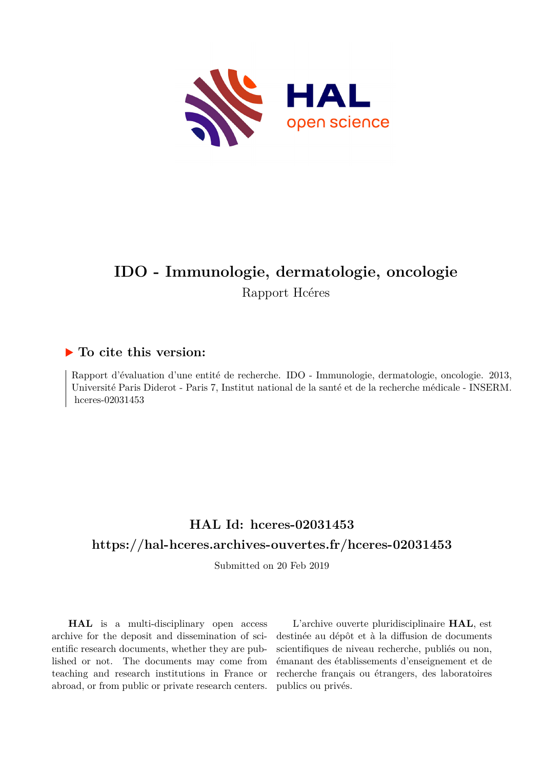# IDO - Immunologie, dermatologie, oncologie

Rapport Hcéres

## ▶ To cite this version:

Rapport d'évaluation d'une entité de recherche. IDO - Immunologie, dermatologie, oncologie. 2013, Université Paris Diderot - Paris 7, Institut national de la santé et de la recherche médicale - INSERM. hceres-02031453

## HAL Id: hceres-02031453

## https://hal-hceres.archives-ouvertes.fr/hceres-02031453

Submitted on 20 Feb 2019

**HAL** is a multi-disciplinary open access archive for the deposit and dissemination of scientific research documents, whether they are published or not. The documents may come from teaching and research institutions in France or abroad, or from public or private research centers.

L'archive ouverte pluridisciplinaire **HAL**, est destinée au dépôt et à la diffusion de documents scientifiques de niveau recherche, publiés ou non, émanant des établissements d'enseignement et de recherche français ou étrangers, des laboratoires publics ou privés.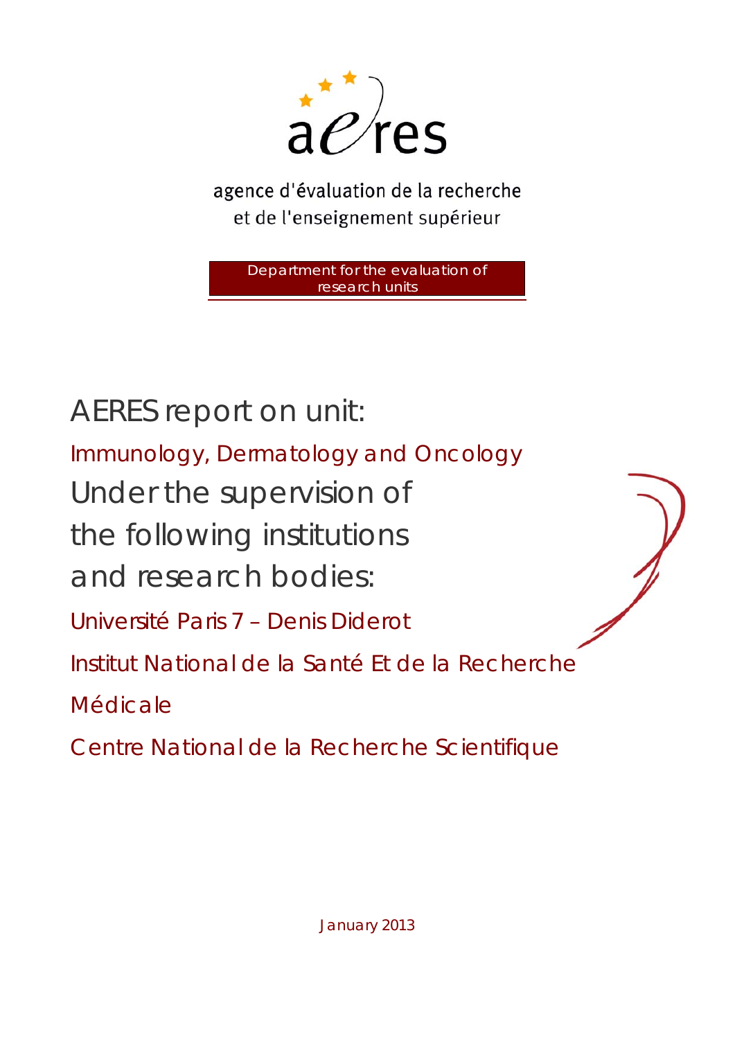aeres

agence d'évaluation de la recherche et de l'enseignement supérieur

Department for the evaluation of research units

# AERES report on unit:

## Immunology, Dermatology and Oncology

# Under the supervision of the following institutions and research bodies:

Université Paris 7 – Denis Diderot

Institut National de la Santé Et de la Recherche Médicale

Centre National de la Recherche Scientifique

January 2013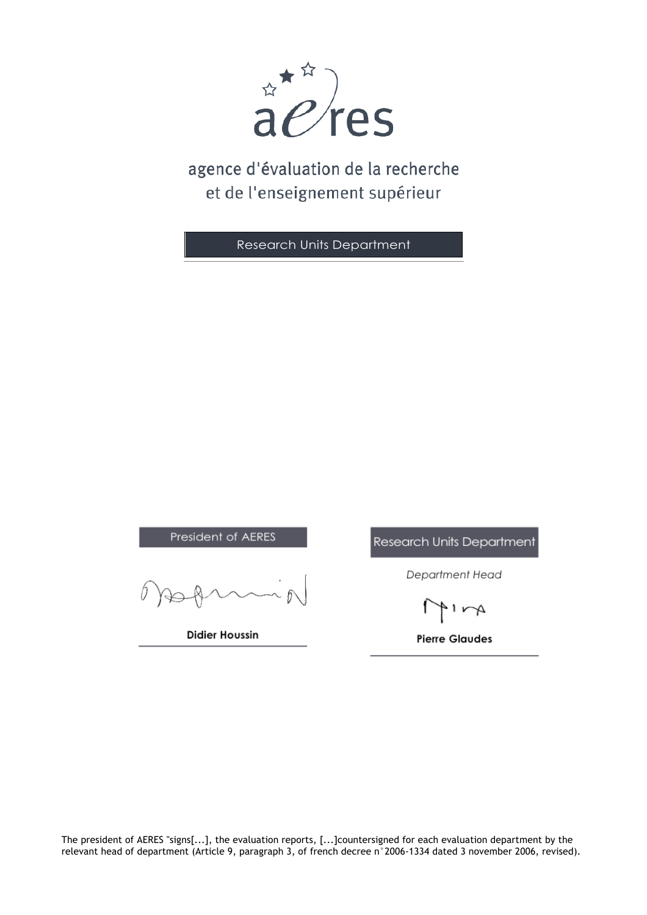agence d'évaluation de la recherche
et de l'enseignement supérieur

Research Units Department

President of AERES

**Didier Houssin**

Research Units Department

*Department Head*

**Pierre Glaudes**

The president of AERES "signs[...], the evaluation reports, [...]countersigned for each evaluation department by the relevant head of department (Article 9, paragraph 3, of french decree n°2006-1334 dated 3 november 2006, revised).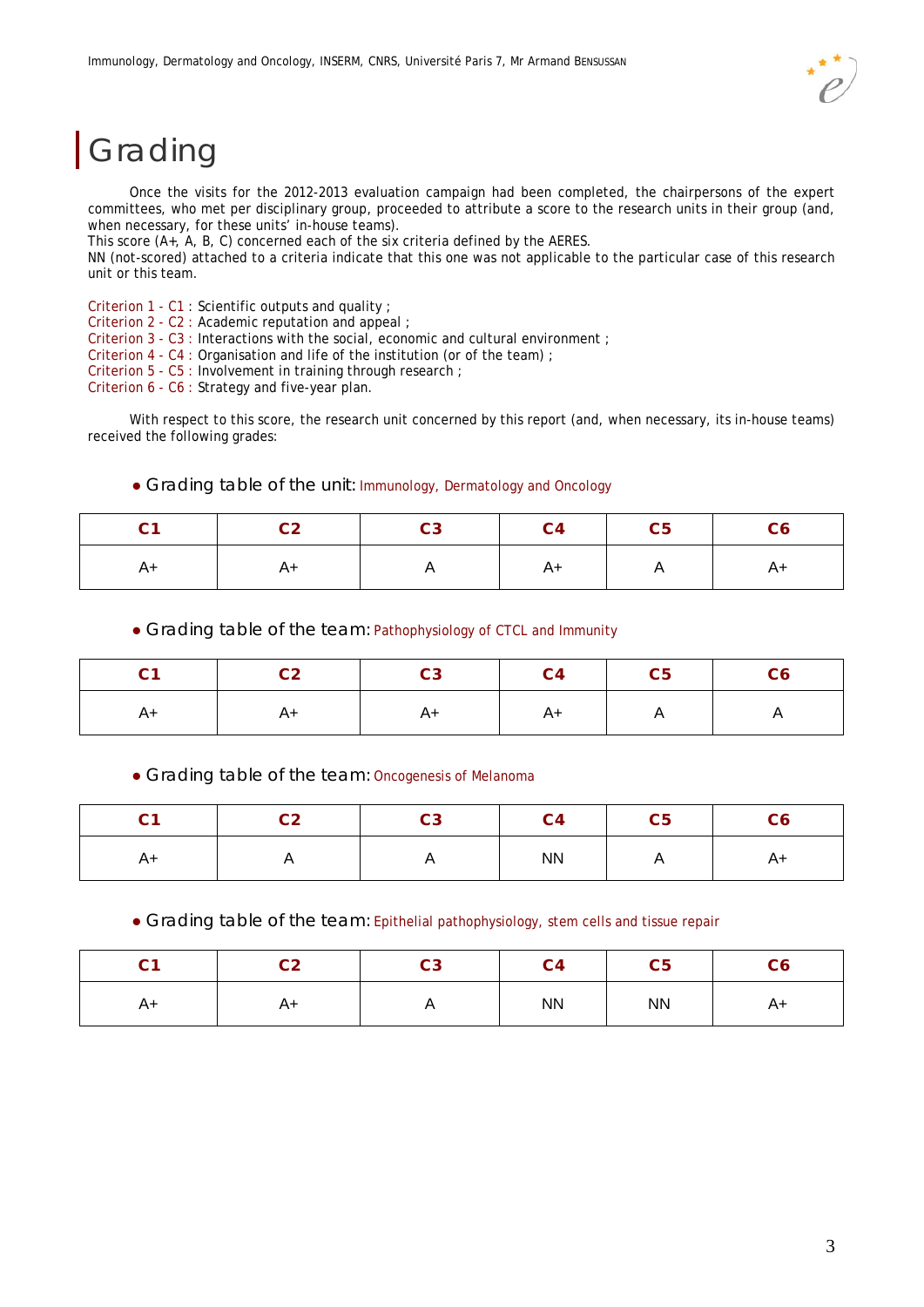# Grading

Once the visits for the 2012-2013 evaluation campaign had been completed, the chairpersons of the expert committees, who met per disciplinary group, proceeded to attribute a score to the research units in their group (and, when necessary, for these units' in-house teams).
This score (A+, A, B, C) concerned each of the six criteria defined by the AERES.
NN (not-scored) attached to a criteria indicate that this one was not applicable to the particular case of this research unit or this team.

Criterion 1 - C1 : Scientific outputs and quality ;
Criterion 2 - C2 : Academic reputation and appeal ;
Criterion 3 - C3 : Interactions with the social, economic and cultural environment ;
Criterion 4 - C4 : Organisation and life of the institution (or of the team) ;
Criterion 5 - C5 : Involvement in training through research ;
Criterion 6 - C6 : Strategy and five-year plan.

With respect to this score, the research unit concerned by this report (and, when necessary, its in-house teams) received the following grades:

- Grading table of the unit: Immunology, Dermatology and Oncology

| C1 | C2 | C3 | C4 | C5 | C6 |
|---|---|---|---|---|---|
| A+ | A+ | A | A+ | A | A+ |

- Grading table of the team: Pathophysiology of CTCL and Immunity

| C1 | C2 | C3 | C4 | C5 | C6 |
|---|---|---|---|---|---|
| A+ | A+ | A+ | A+ | A | A |

- Grading table of the team: Oncogenesis of Melanoma

| C1 | C2 | C3 | C4 | C5 | C6 |
|---|---|---|---|---|---|
| A+ | A | A | NN | A | A+ |

- Grading table of the team: Epithelial pathophysiology, stem cells and tissue repair

| C1 | C2 | C3 | C4 | C5 | C6 |
|---|---|---|---|---|---|
| A+ | A+ | A | NN | NN | A+ |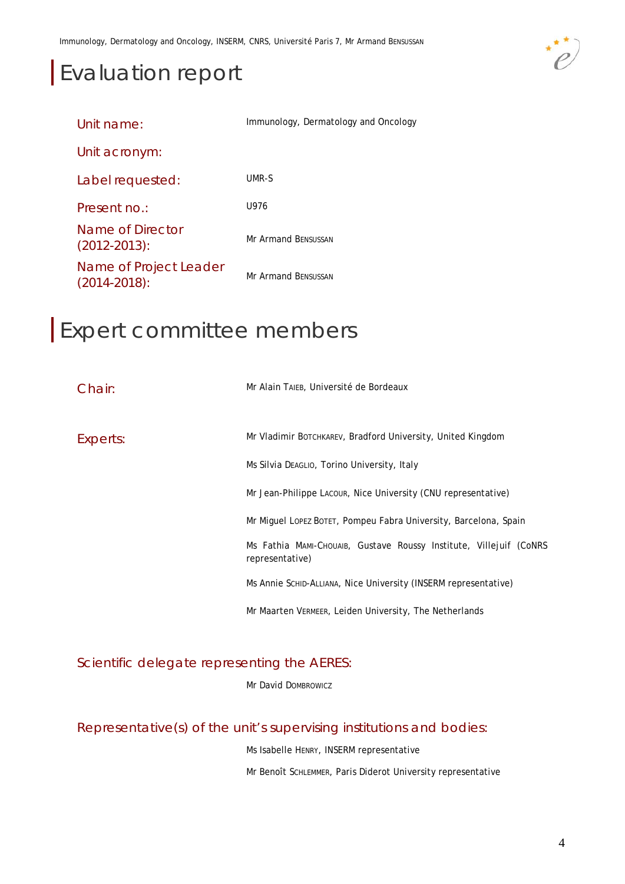# Evaluation report

| | |
|---|---|
| Unit name: | Immunology, Dermatology and Oncology |
| Unit acronym: | |
| Label requested: | UMR-S |
| Present no.: | U976 |
| Name of Director (2012-2013): | Mr Armand BENSUSSAN |
| Name of Project Leader (2014-2018): | Mr Armand BENSUSSAN |

# Expert committee members

**Chair:**

Mr Alain TAIEB, Université de Bordeaux

**Experts:**

Mr Vladimir BOTCHKAREV, Bradford University, United Kingdom

Ms Silvia DEAGLIO, Torino University, Italy

Mr Jean-Philippe LACOUR, Nice University (CNU representative)

Mr Miguel LOPEZ BOTET, Pompeu Fabra University, Barcelona, Spain

Ms Fathia MAMI-CHOUAIB, Gustave Roussy Institute, Villejuif (CoNRS representative)

Ms Annie SCHID-ALLIANA, Nice University (INSERM representative)

Mr Maarten VERMEER, Leiden University, The Netherlands

## Scientific delegate representing the AERES:

Mr David DOMBROWICZ

## Representative(s) of the unit's supervising institutions and bodies:

Ms Isabelle HENRY, INSERM representative

Mr Benoît SCHLEMMER, Paris Diderot University representative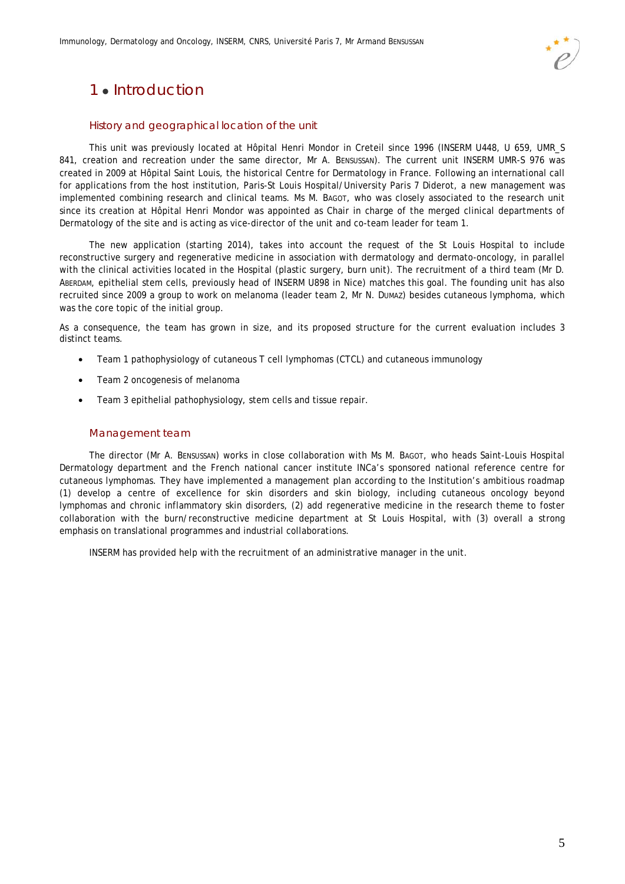# 1 • Introduction

## History and geographical location of the unit

This unit was previously located at Hôpital Henri Mondor in Creteil since 1996 (INSERM U448, U 659, UMR_S 841, creation and recreation under the same director, Mr A. BENSUSSAN). The current unit INSERM UMR-S 976 was created in 2009 at Hôpital Saint Louis, the historical Centre for Dermatology in France. Following an international call for applications from the host institution, Paris-St Louis Hospital/University Paris 7 Diderot, a new management was implemented combining research and clinical teams. Ms M. BAGOT, who was closely associated to the research unit since its creation at Hôpital Henri Mondor was appointed as Chair in charge of the merged clinical departments of Dermatology of the site and is acting as vice-director of the unit and co-team leader for team 1.

The new application (starting 2014), takes into account the request of the St Louis Hospital to include reconstructive surgery and regenerative medicine in association with dermatology and dermato-oncology, in parallel with the clinical activities located in the Hospital (plastic surgery, burn unit). The recruitment of a third team (Mr D. ABERDAM, epithelial stem cells, previously head of INSERM U898 in Nice) matches this goal. The founding unit has also recruited since 2009 a group to work on melanoma (leader team 2, Mr N. DUMAZ) besides cutaneous lymphoma, which was the core topic of the initial group.

As a consequence, the team has grown in size, and its proposed structure for the current evaluation includes 3 distinct teams.

- Team 1 pathophysiology of cutaneous T cell lymphomas (CTCL) and cutaneous immunology
- Team 2 oncogenesis of melanoma
- Team 3 epithelial pathophysiology, stem cells and tissue repair.

## Management team

The director (Mr A. BENSUSSAN) works in close collaboration with Ms M. BAGOT, who heads Saint-Louis Hospital Dermatology department and the French national cancer institute INCa's sponsored national reference centre for cutaneous lymphomas. They have implemented a management plan according to the Institution's ambitious roadmap (1) develop a centre of excellence for skin disorders and skin biology, including cutaneous oncology beyond lymphomas and chronic inflammatory skin disorders, (2) add regenerative medicine in the research theme to foster collaboration with the burn/reconstructive medicine department at St Louis Hospital, with (3) overall a strong emphasis on translational programmes and industrial collaborations.

INSERM has provided help with the recruitment of an administrative manager in the unit.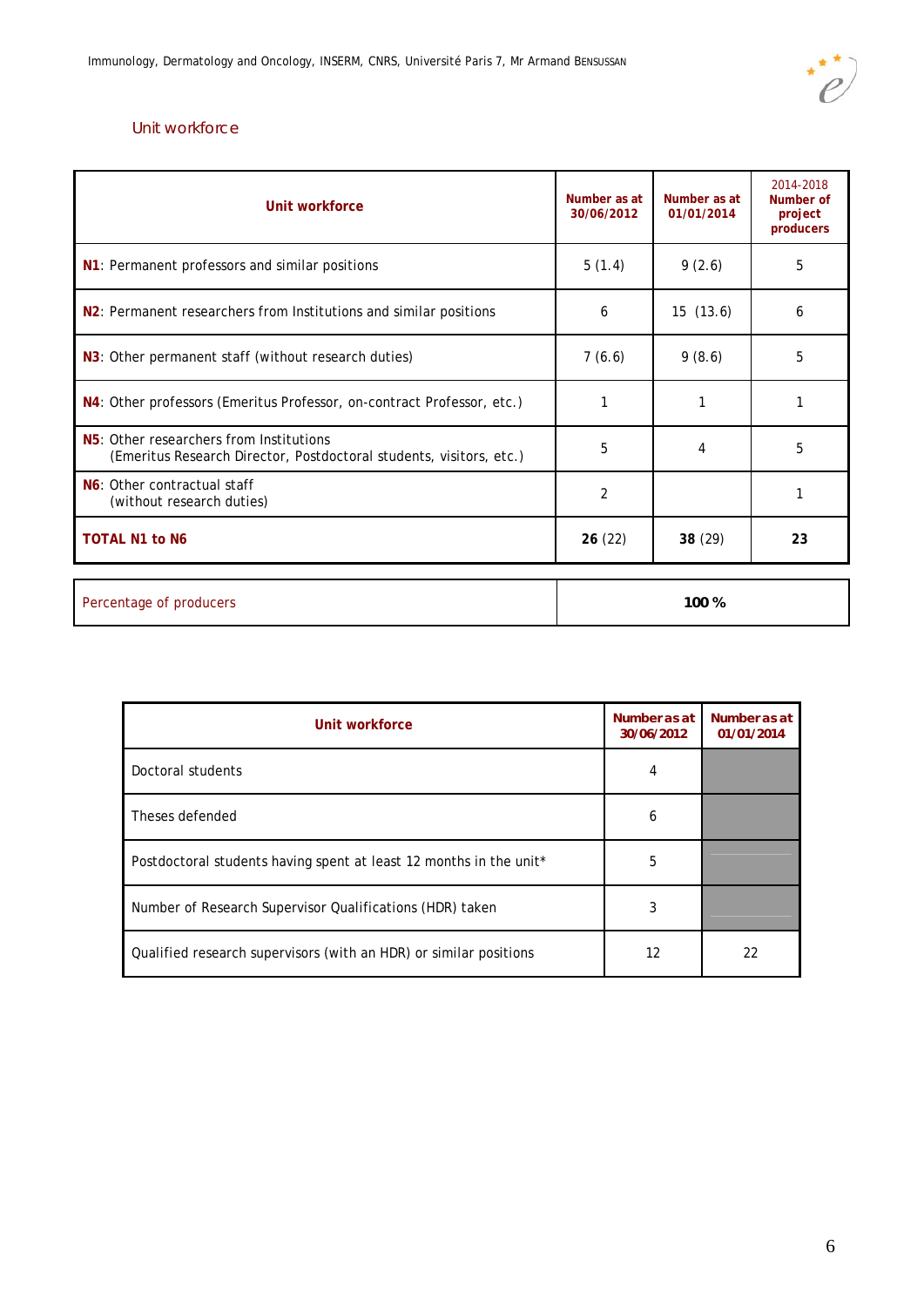## Unit workforce

| Unit workforce | Number as at 30/06/2012 | Number as at 01/01/2014 | 2014-2018 Number of project producers |
|---|---|---|---|
| **N1**: Permanent professors and similar positions | 5 (1.4) | 9 (2.6) | 5 |
| **N2**: Permanent researchers from Institutions and similar positions | 6 | 15 (13.6) | 6 |
| **N3**: Other permanent staff (without research duties) | 7 (6.6) | 9 (8.6) | 5 |
| **N4**: Other professors (Emeritus Professor, on-contract Professor, etc.) | 1 | 1 | 1 |
| **N5**: Other researchers from Institutions (Emeritus Research Director, Postdoctoral students, visitors, etc.) | 5 | 4 | 5 |
| **N6**: Other contractual staff (without research duties) | 2 | | 1 |
| **TOTAL N1 to N6** | **26** (22) | **38** (29) | **23** |

| Percentage of producers | **100 %** |
|---|---|

| Unit workforce | Number as at 30/06/2012 | Number as at 01/01/2014 |
|---|---|---|
| Doctoral students | 4 | |
| Theses defended | 6 | |
| Postdoctoral students having spent at least 12 months in the unit* | 5 | |
| Number of Research Supervisor Qualifications (HDR) taken | 3 | |
| Qualified research supervisors (with an HDR) or similar positions | 12 | 22 |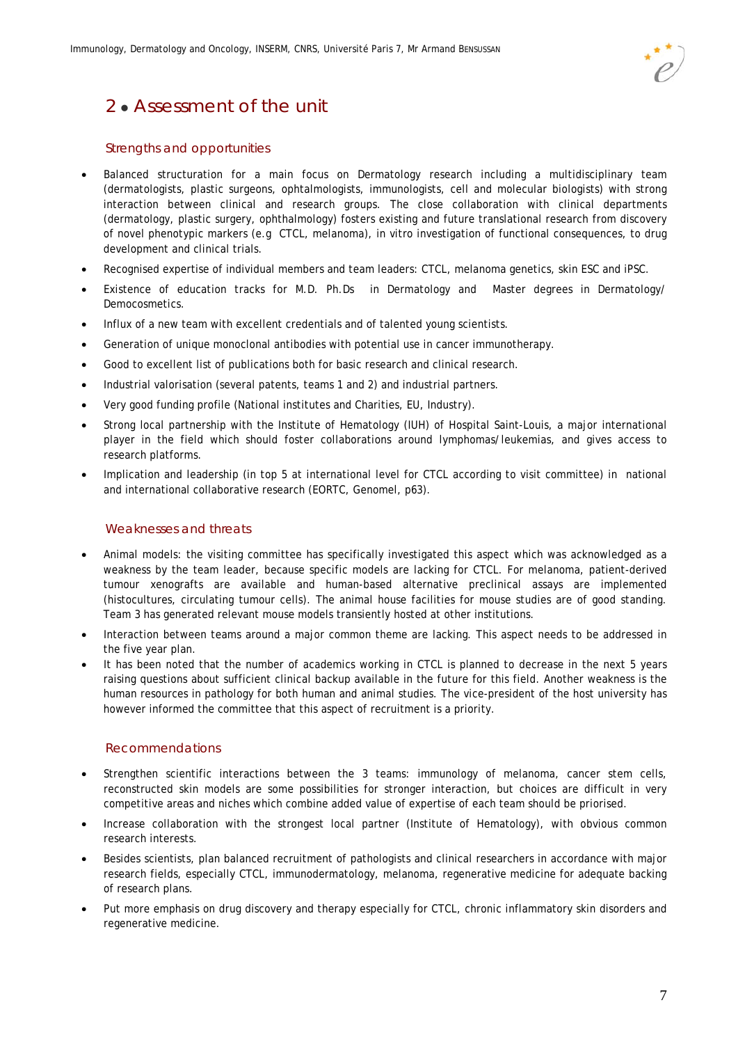## 2 • Assessment of the unit

### Strengths and opportunities

- Balanced structuration for a main focus on Dermatology research including a multidisciplinary team (dermatologists, plastic surgeons, ophtalmologists, immunologists, cell and molecular biologists) with strong interaction between clinical and research groups. The close collaboration with clinical departments (dermatology, plastic surgery, ophthalmology) fosters existing and future translational research from discovery of novel phenotypic markers (e.g CTCL, melanoma), in vitro investigation of functional consequences, to drug development and clinical trials.
- Recognised expertise of individual members and team leaders: CTCL, melanoma genetics, skin ESC and iPSC.
- Existence of education tracks for M.D. Ph.Ds in Dermatology and Master degrees in Dermatology/ Democosmetics.
- Influx of a new team with excellent credentials and of talented young scientists.
- Generation of unique monoclonal antibodies with potential use in cancer immunotherapy.
- Good to excellent list of publications both for basic research and clinical research.
- Industrial valorisation (several patents, teams 1 and 2) and industrial partners.
- Very good funding profile (National institutes and Charities, EU, Industry).
- Strong local partnership with the Institute of Hematology (IUH) of Hospital Saint-Louis, a major international player in the field which should foster collaborations around lymphomas/leukemias, and gives access to research platforms.
- Implication and leadership (in top 5 at international level for CTCL according to visit committee) in national and international collaborative research (EORTC, Genomel, p63).

### Weaknesses and threats

- Animal models: the visiting committee has specifically investigated this aspect which was acknowledged as a weakness by the team leader, because specific models are lacking for CTCL. For melanoma, patient-derived tumour xenografts are available and human-based alternative preclinical assays are implemented (histocultures, circulating tumour cells). The animal house facilities for mouse studies are of good standing. Team 3 has generated relevant mouse models transiently hosted at other institutions.
- Interaction between teams around a major common theme are lacking. This aspect needs to be addressed in the five year plan.
- It has been noted that the number of academics working in CTCL is planned to decrease in the next 5 years raising questions about sufficient clinical backup available in the future for this field. Another weakness is the human resources in pathology for both human and animal studies. The vice-president of the host university has however informed the committee that this aspect of recruitment is a priority.

### Recommendations

- Strengthen scientific interactions between the 3 teams: immunology of melanoma, cancer stem cells, reconstructed skin models are some possibilities for stronger interaction, but choices are difficult in very competitive areas and niches which combine added value of expertise of each team should be priorised.
- Increase collaboration with the strongest local partner (Institute of Hematology), with obvious common research interests.
- Besides scientists, plan balanced recruitment of pathologists and clinical researchers in accordance with major research fields, especially CTCL, immunodermatology, melanoma, regenerative medicine for adequate backing of research plans.
- Put more emphasis on drug discovery and therapy especially for CTCL, chronic inflammatory skin disorders and regenerative medicine.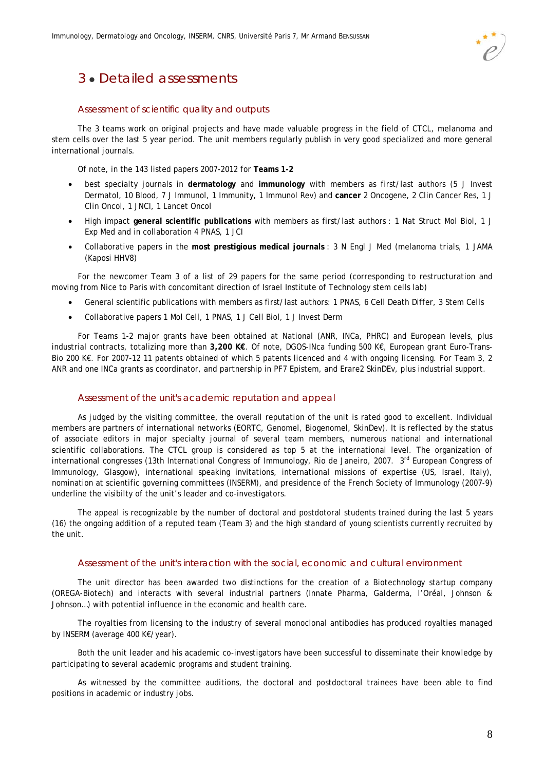# 3 • Detailed assessments

## Assessment of scientific quality and outputs

The 3 teams work on original projects and have made valuable progress in the field of CTCL, melanoma and stem cells over the last 5 year period. The unit members regularly publish in very good specialized and more general international journals.

Of note, in the 143 listed papers 2007-2012 for **Teams 1-2**

- best specialty journals in **dermatology** and **immunology** with members as first/last authors (5 J Invest Dermatol, 10 Blood, 7 J Immunol, 1 Immunity, 1 Immunol Rev) and **cancer** 2 Oncogene, 2 Clin Cancer Res, 1 J Clin Oncol, 1 JNCI, 1 Lancet Oncol
- High impact **general scientific publications** with members as first/last authors : 1 Nat Struct Mol Biol, 1 J Exp Med and in collaboration 4 PNAS, 1 JCI
- Collaborative papers in the **most prestigious medical journals** : 3 N Engl J Med (melanoma trials, 1 JAMA (Kaposi HHV8)

For the newcomer Team 3 of a list of 29 papers for the same period (corresponding to restructuration and moving from Nice to Paris with concomitant direction of Israel Institute of Technology stem cells lab)

- General scientific publications with members as first/last authors: 1 PNAS, 6 Cell Death Differ, 3 Stem Cells
- Collaborative papers 1 Mol Cell, 1 PNAS, 1 J Cell Biol, 1 J Invest Derm

For Teams 1-2 major grants have been obtained at National (ANR, INCa, PHRC) and European levels, plus industrial contracts, totalizing more than **3,200 K€**. Of note, DGOS-INca funding 500 K€, European grant Euro-Trans-Bio 200 K€. For 2007-12 11 patents obtained of which 5 patents licenced and 4 with ongoing licensing. For Team 3, 2 ANR and one INCa grants as coordinator, and partnership in PF7 Epistem, and Erare2 SkinDEv, plus industrial support.

## Assessment of the unit's academic reputation and appeal

As judged by the visiting committee, the overall reputation of the unit is rated good to excellent. Individual members are partners of international networks (EORTC, Genomel, Biogenomel, SkinDev). It is reflected by the status of associate editors in major specialty journal of several team members, numerous national and international scientific collaborations. The CTCL group is considered as top 5 at the international level. The organization of international congresses (13th International Congress of Immunology, Rio de Janeiro, 2007. 3rd European Congress of Immunology, Glasgow), international speaking invitations, international missions of expertise (US, Israel, Italy), nomination at scientific governing committees (INSERM), and presidence of the French Society of Immunology (2007-9) underline the visibilty of the unit's leader and co-investigators.

The appeal is recognizable by the number of doctoral and postdotoral students trained during the last 5 years (16) the ongoing addition of a reputed team (Team 3) and the high standard of young scientists currently recruited by the unit.

## Assessment of the unit's interaction with the social, economic and cultural environment

The unit director has been awarded two distinctions for the creation of a Biotechnology startup company (OREGA-Biotech) and interacts with several industrial partners (Innate Pharma, Galderma, l'Oréal, Johnson & Johnson…) with potential influence in the economic and health care.

The royalties from licensing to the industry of several monoclonal antibodies has produced royalties managed by INSERM (average 400 K€/year).

Both the unit leader and his academic co-investigators have been successful to disseminate their knowledge by participating to several academic programs and student training.

As witnessed by the committee auditions, the doctoral and postdoctoral trainees have been able to find positions in academic or industry jobs.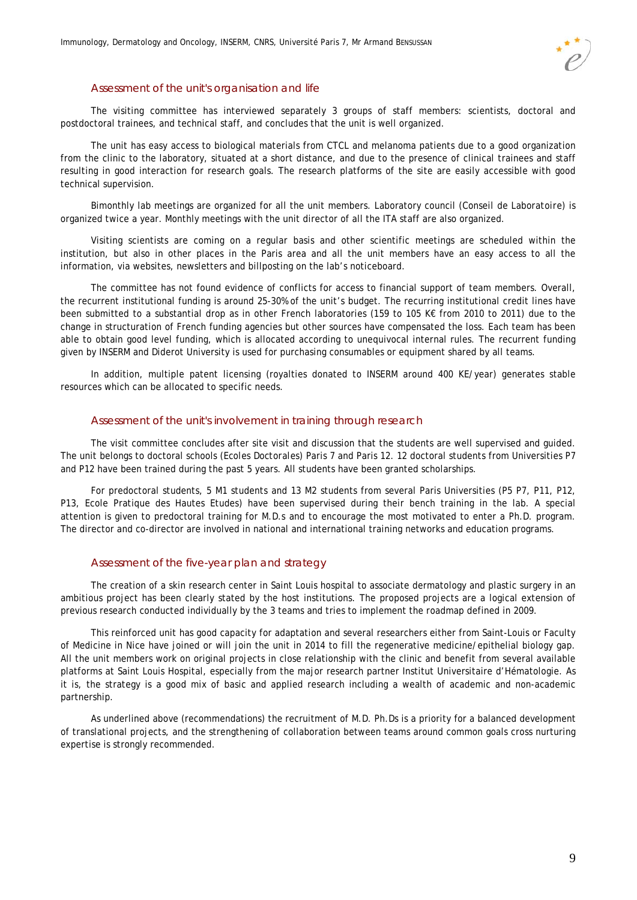### Assessment of the unit's organisation and life

The visiting committee has interviewed separately 3 groups of staff members: scientists, doctoral and postdoctoral trainees, and technical staff, and concludes that the unit is well organized.

The unit has easy access to biological materials from CTCL and melanoma patients due to a good organization from the clinic to the laboratory, situated at a short distance, and due to the presence of clinical trainees and staff resulting in good interaction for research goals. The research platforms of the site are easily accessible with good technical supervision.

Bimonthly lab meetings are organized for all the unit members. Laboratory council (Conseil de Laboratoire) is organized twice a year. Monthly meetings with the unit director of all the ITA staff are also organized.

Visiting scientists are coming on a regular basis and other scientific meetings are scheduled within the institution, but also in other places in the Paris area and all the unit members have an easy access to all the information, via websites, newsletters and billposting on the lab's noticeboard.

The committee has not found evidence of conflicts for access to financial support of team members. Overall, the recurrent institutional funding is around 25-30% of the unit's budget. The recurring institutional credit lines have been submitted to a substantial drop as in other French laboratories (159 to 105 K€ from 2010 to 2011) due to the change in structuration of French funding agencies but other sources have compensated the loss. Each team has been able to obtain good level funding, which is allocated according to unequivocal internal rules. The recurrent funding given by INSERM and Diderot University is used for purchasing consumables or equipment shared by all teams.

In addition, multiple patent licensing (royalties donated to INSERM around 400 KE/year) generates stable resources which can be allocated to specific needs.

### Assessment of the unit's involvement in training through research

The visit committee concludes after site visit and discussion that the students are well supervised and guided. The unit belongs to doctoral schools (Ecoles Doctorales) Paris 7 and Paris 12. 12 doctoral students from Universities P7 and P12 have been trained during the past 5 years. All students have been granted scholarships.

For predoctoral students, 5 M1 students and 13 M2 students from several Paris Universities (P5 P7, P11, P12, P13, Ecole Pratique des Hautes Etudes) have been supervised during their bench training in the lab. A special attention is given to predoctoral training for M.D.s and to encourage the most motivated to enter a Ph.D. program. The director and co-director are involved in national and international training networks and education programs.

### Assessment of the five-year plan and strategy

The creation of a skin research center in Saint Louis hospital to associate dermatology and plastic surgery in an ambitious project has been clearly stated by the host institutions. The proposed projects are a logical extension of previous research conducted individually by the 3 teams and tries to implement the roadmap defined in 2009.

This reinforced unit has good capacity for adaptation and several researchers either from Saint-Louis or Faculty of Medicine in Nice have joined or will join the unit in 2014 to fill the regenerative medicine/epithelial biology gap. All the unit members work on original projects in close relationship with the clinic and benefit from several available platforms at Saint Louis Hospital, especially from the major research partner Institut Universitaire d'Hématologie. As it is, the strategy is a good mix of basic and applied research including a wealth of academic and non-academic partnership.

As underlined above (recommendations) the recruitment of M.D. Ph.Ds is a priority for a balanced development of translational projects, and the strengthening of collaboration between teams around common goals cross nurturing expertise is strongly recommended.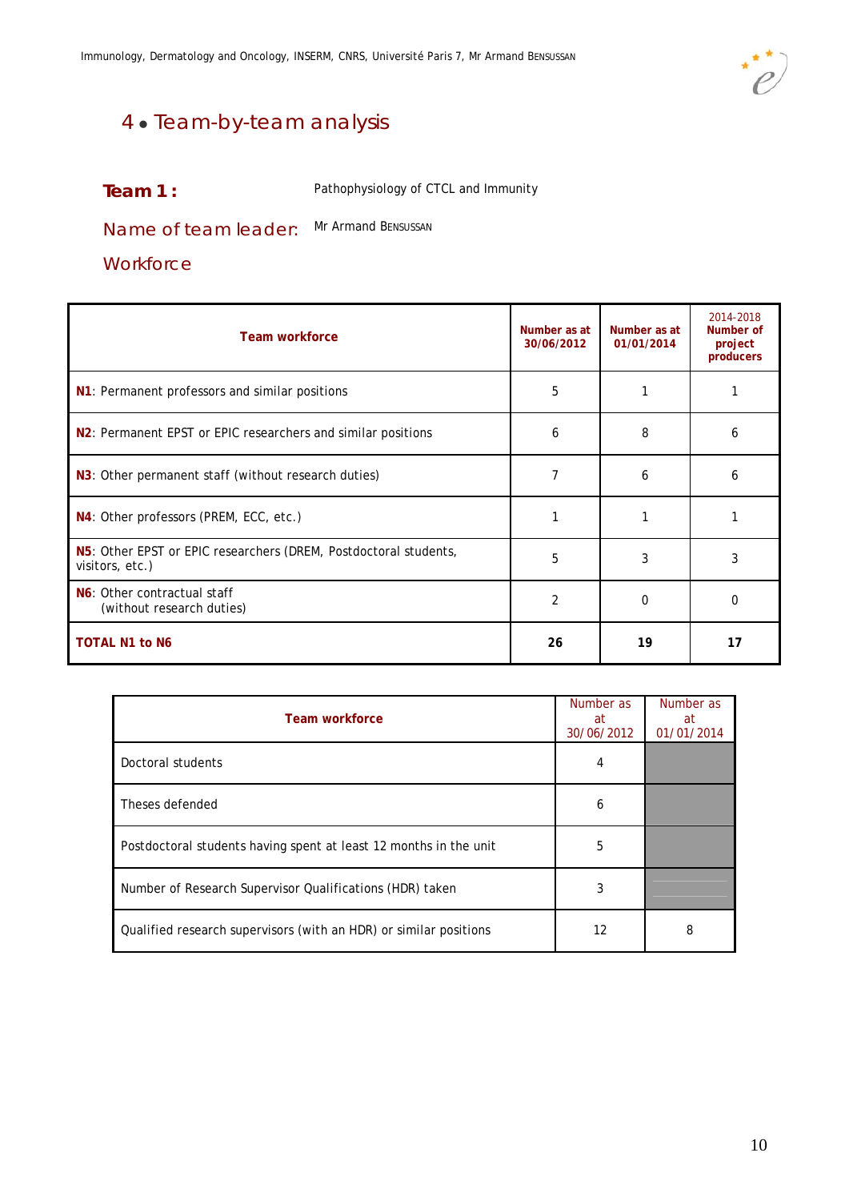# 4 • Team-by-team analysis

**Team 1 :** Pathophysiology of CTCL and Immunity

**Name of team leader:** Mr Armand BENSUSSAN

**Workforce**

| Team workforce | Number as at 30/06/2012 | Number as at 01/01/2014 | 2014-2018 Number of project producers |
|---|---|---|---|
| **N1**: Permanent professors and similar positions | 5 | 1 | 1 |
| **N2**: Permanent EPST or EPIC researchers and similar positions | 6 | 8 | 6 |
| **N3**: Other permanent staff (without research duties) | 7 | 6 | 6 |
| **N4**: Other professors (PREM, ECC, etc.) | 1 | 1 | 1 |
| **N5**: Other EPST or EPIC researchers (DREM, Postdoctoral students, visitors, etc.) | 5 | 3 | 3 |
| **N6**: Other contractual staff (without research duties) | 2 | 0 | 0 |
| **TOTAL N1 to N6** | **26** | **19** | **17** |

| Team workforce | Number as at 30/06/2012 | Number as at 01/01/2014 |
|---|---|---|
| Doctoral students | 4 | |
| Theses defended | 6 | |
| Postdoctoral students having spent at least 12 months in the unit | 5 | |
| Number of Research Supervisor Qualifications (HDR) taken | 3 | |
| Qualified research supervisors (with an HDR) or similar positions | 12 | 8 |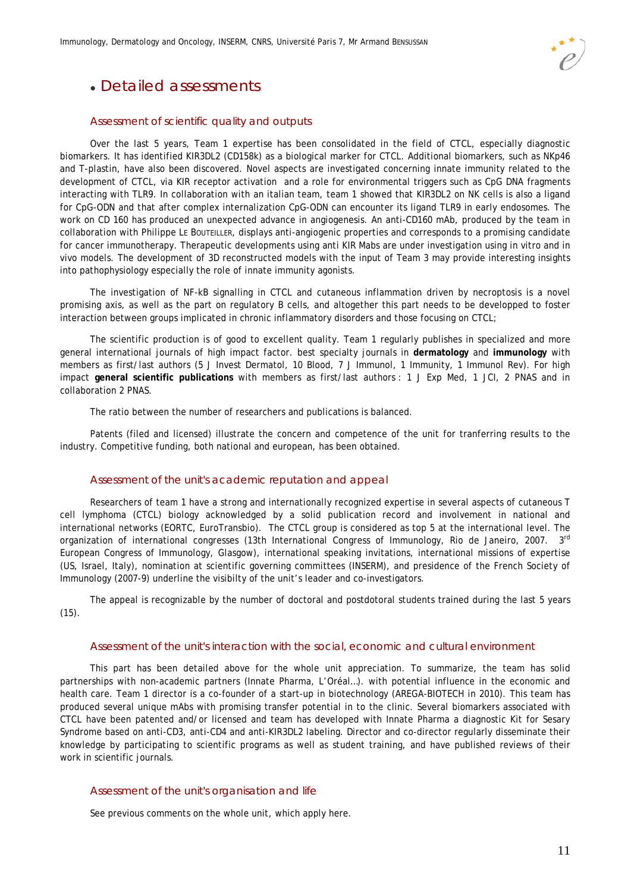## • Detailed assessments

### Assessment of scientific quality and outputs

Over the last 5 years, Team 1 expertise has been consolidated in the field of CTCL, especially diagnostic biomarkers. It has identified KIR3DL2 (CD158k) as a biological marker for CTCL. Additional biomarkers, such as NKp46 and T-plastin, have also been discovered. Novel aspects are investigated concerning innate immunity related to the development of CTCL, via KIR receptor activation and a role for environmental triggers such as CpG DNA fragments interacting with TLR9. In collaboration with an italian team, team 1 showed that KIR3DL2 on NK cells is also a ligand for CpG-ODN and that after complex internalization CpG-ODN can encounter its ligand TLR9 in early endosomes. The work on CD 160 has produced an unexpected advance in angiogenesis. An anti-CD160 mAb, produced by the team in collaboration with Philippe LE BOUTEILLER, displays anti-angiogenic properties and corresponds to a promising candidate for cancer immunotherapy. Therapeutic developments using anti KIR Mabs are under investigation using in vitro and in vivo models. The development of 3D reconstructed models with the input of Team 3 may provide interesting insights into pathophysiology especially the role of innate immunity agonists.

The investigation of NF-kB signalling in CTCL and cutaneous inflammation driven by necroptosis is a novel promising axis, as well as the part on regulatory B cells, and altogether this part needs to be developped to foster interaction between groups implicated in chronic inflammatory disorders and those focusing on CTCL;

The scientific production is of good to excellent quality. Team 1 regularly publishes in specialized and more general international journals of high impact factor. best specialty journals in **dermatology** and **immunology** with members as first/last authors (5 J Invest Dermatol, 10 Blood, 7 J Immunol, 1 Immunity, 1 Immunol Rev). For high impact **general scientific publications** with members as first/last authors : 1 J Exp Med, 1 JCI, 2 PNAS and in collaboration 2 PNAS.

The ratio between the number of researchers and publications is balanced.

Patents (filed and licensed) illustrate the concern and competence of the unit for tranferring results to the industry. Competitive funding, both national and european, has been obtained.

### Assessment of the unit's academic reputation and appeal

Researchers of team 1 have a strong and internationally recognized expertise in several aspects of cutaneous T cell lymphoma (CTCL) biology acknowledged by a solid publication record and involvement in national and international networks (EORTC, EuroTransbio). The CTCL group is considered as top 5 at the international level. The organization of international congresses (13th International Congress of Immunology, Rio de Janeiro, 2007. 3rd European Congress of Immunology, Glasgow), international speaking invitations, international missions of expertise (US, Israel, Italy), nomination at scientific governing committees (INSERM), and presidence of the French Society of Immunology (2007-9) underline the visibilty of the unit's leader and co-investigators.

The appeal is recognizable by the number of doctoral and postdotoral students trained during the last 5 years (15).

### Assessment of the unit's interaction with the social, economic and cultural environment

This part has been detailed above for the whole unit appreciation. To summarize, the team has solid partnerships with non-academic partners (Innate Pharma, L'Oréal…). with potential influence in the economic and health care. Team 1 director is a co-founder of a start-up in biotechnology (AREGA-BIOTECH in 2010). This team has produced several unique mAbs with promising transfer potential in to the clinic. Several biomarkers associated with CTCL have been patented and/or licensed and team has developed with Innate Pharma a diagnostic Kit for Sesary Syndrome based on anti-CD3, anti-CD4 and anti-KIR3DL2 labeling. Director and co-director regularly disseminate their knowledge by participating to scientific programs as well as student training, and have published reviews of their work in scientific journals.

### Assessment of the unit's organisation and life

See previous comments on the whole unit, which apply here.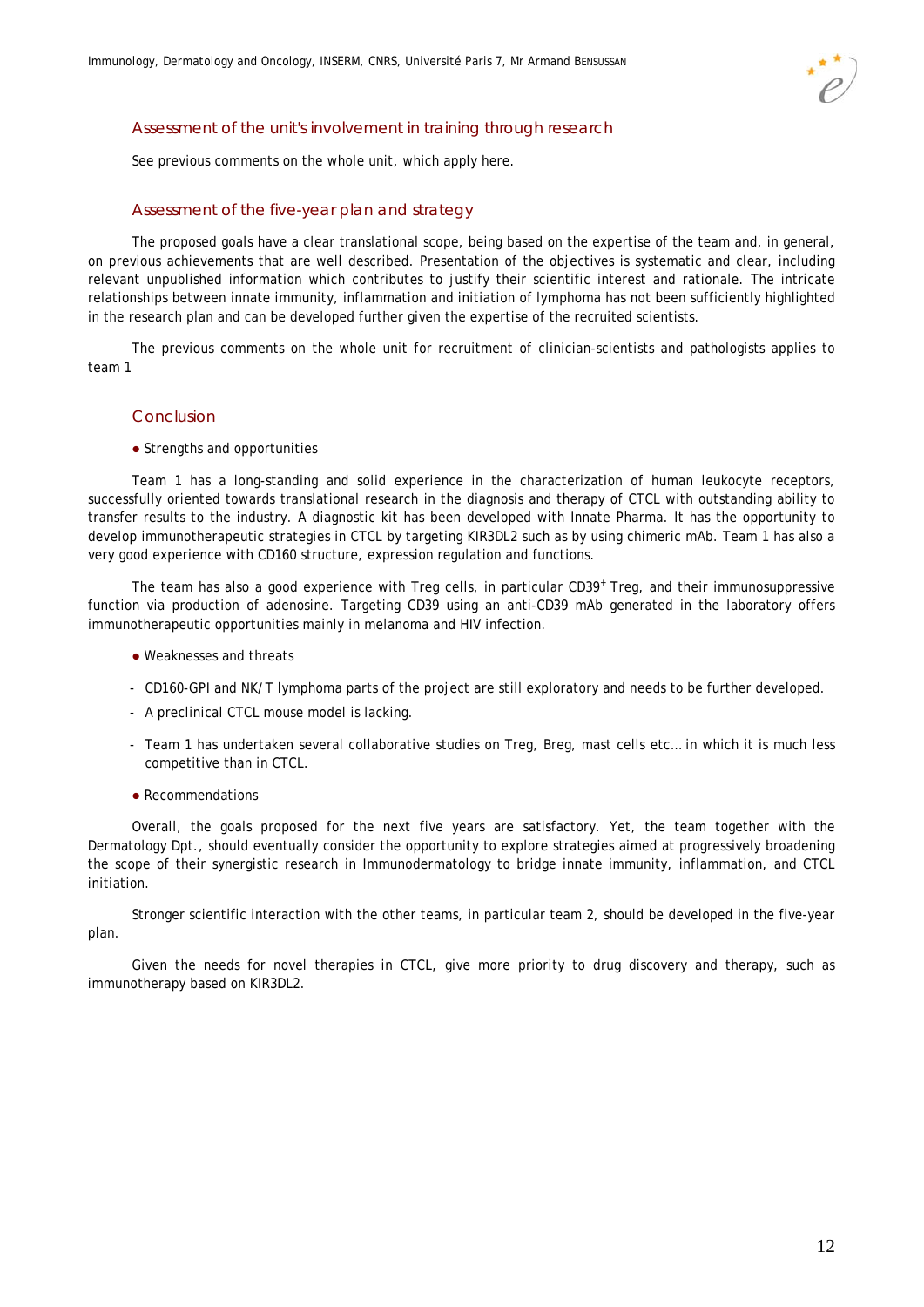## Assessment of the unit's involvement in training through research

See previous comments on the whole unit, which apply here.

## Assessment of the five-year plan and strategy

The proposed goals have a clear translational scope, being based on the expertise of the team and, in general, on previous achievements that are well described. Presentation of the objectives is systematic and clear, including relevant unpublished information which contributes to justify their scientific interest and rationale. The intricate relationships between innate immunity, inflammation and initiation of lymphoma has not been sufficiently highlighted in the research plan and can be developed further given the expertise of the recruited scientists.

The previous comments on the whole unit for recruitment of clinician-scientists and pathologists applies to team 1

## Conclusion

- Strengths and opportunities

Team 1 has a long-standing and solid experience in the characterization of human leukocyte receptors, successfully oriented towards translational research in the diagnosis and therapy of CTCL with outstanding ability to transfer results to the industry. A diagnostic kit has been developed with Innate Pharma. It has the opportunity to develop immunotherapeutic strategies in CTCL by targeting KIR3DL2 such as by using chimeric mAb. Team 1 has also a very good experience with CD160 structure, expression regulation and functions.

The team has also a good experience with Treg cells, in particular $CD39^+$ Treg, and their immunosuppressive function via production of adenosine. Targeting CD39 using an anti-CD39 mAb generated in the laboratory offers immunotherapeutic opportunities mainly in melanoma and HIV infection.

- Weaknesses and threats

- CD160-GPI and NK/T lymphoma parts of the project are still exploratory and needs to be further developed.
- A preclinical CTCL mouse model is lacking.
- Team 1 has undertaken several collaborative studies on Treg, Breg, mast cells etc… in which it is much less competitive than in CTCL.

- Recommendations

Overall, the goals proposed for the next five years are satisfactory. Yet, the team together with the Dermatology Dpt., should eventually consider the opportunity to explore strategies aimed at progressively broadening the scope of their synergistic research in Immunodermatology to bridge innate immunity, inflammation, and CTCL initiation.

Stronger scientific interaction with the other teams, in particular team 2, should be developed in the five-year plan.

Given the needs for novel therapies in CTCL, give more priority to drug discovery and therapy, such as immunotherapy based on KIR3DL2.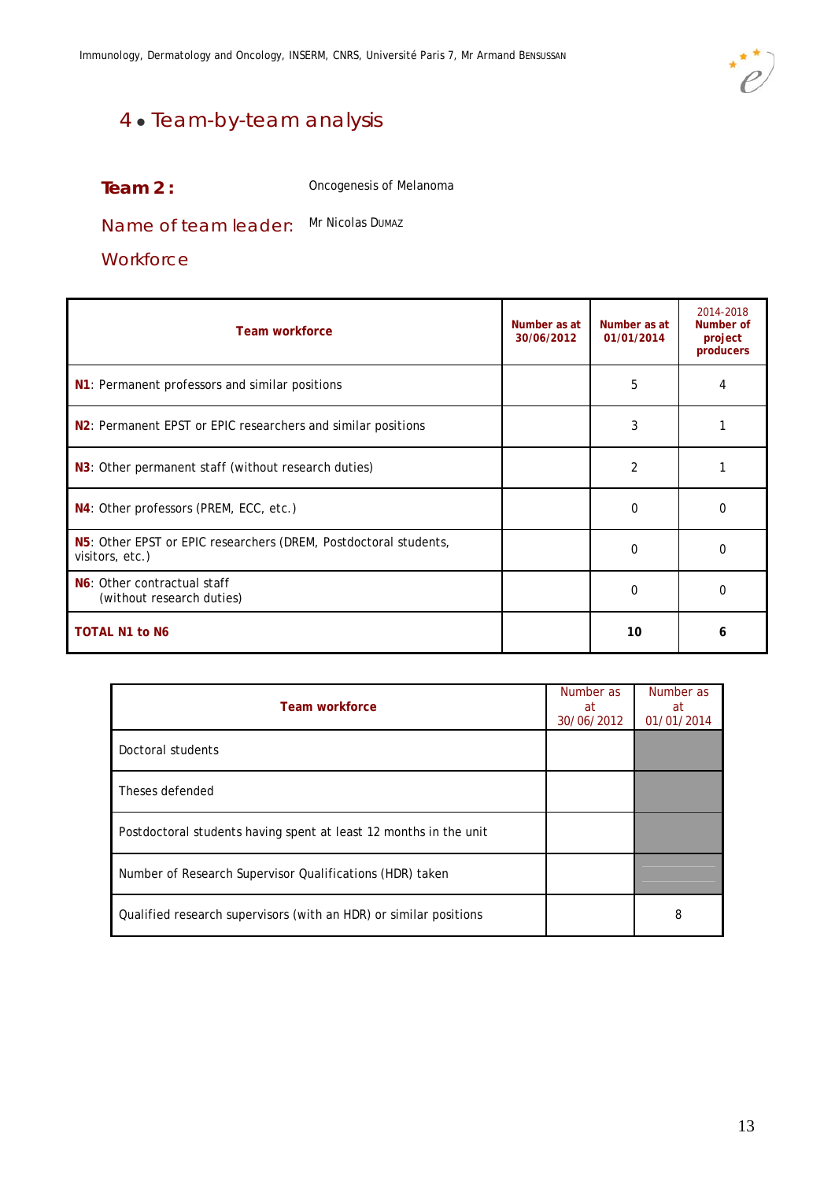## 4 • Team-by-team analysis

**Team 2 :** Oncogenesis of Melanoma

**Name of team leader:** Mr Nicolas DUMAZ

**Workforce**

| Team workforce | Number as at 30/06/2012 | Number as at 01/01/2014 | 2014-2018 Number of project producers |
|---|---|---|---|
| **N1**: Permanent professors and similar positions | | 5 | 4 |
| **N2**: Permanent EPST or EPIC researchers and similar positions | | 3 | 1 |
| **N3**: Other permanent staff (without research duties) | | 2 | 1 |
| **N4**: Other professors (PREM, ECC, etc.) | | 0 | 0 |
| **N5**: Other EPST or EPIC researchers (DREM, Postdoctoral students, visitors, etc.) | | 0 | 0 |
| **N6**: Other contractual staff (without research duties) | | 0 | 0 |
| **TOTAL N1 to N6** | | **10** | **6** |

| Team workforce | Number as at 30/06/2012 | Number as at 01/01/2014 |
|---|---|---|
| Doctoral students | | |
| Theses defended | | |
| Postdoctoral students having spent at least 12 months in the unit | | |
| Number of Research Supervisor Qualifications (HDR) taken | | |
| Qualified research supervisors (with an HDR) or similar positions | | 8 |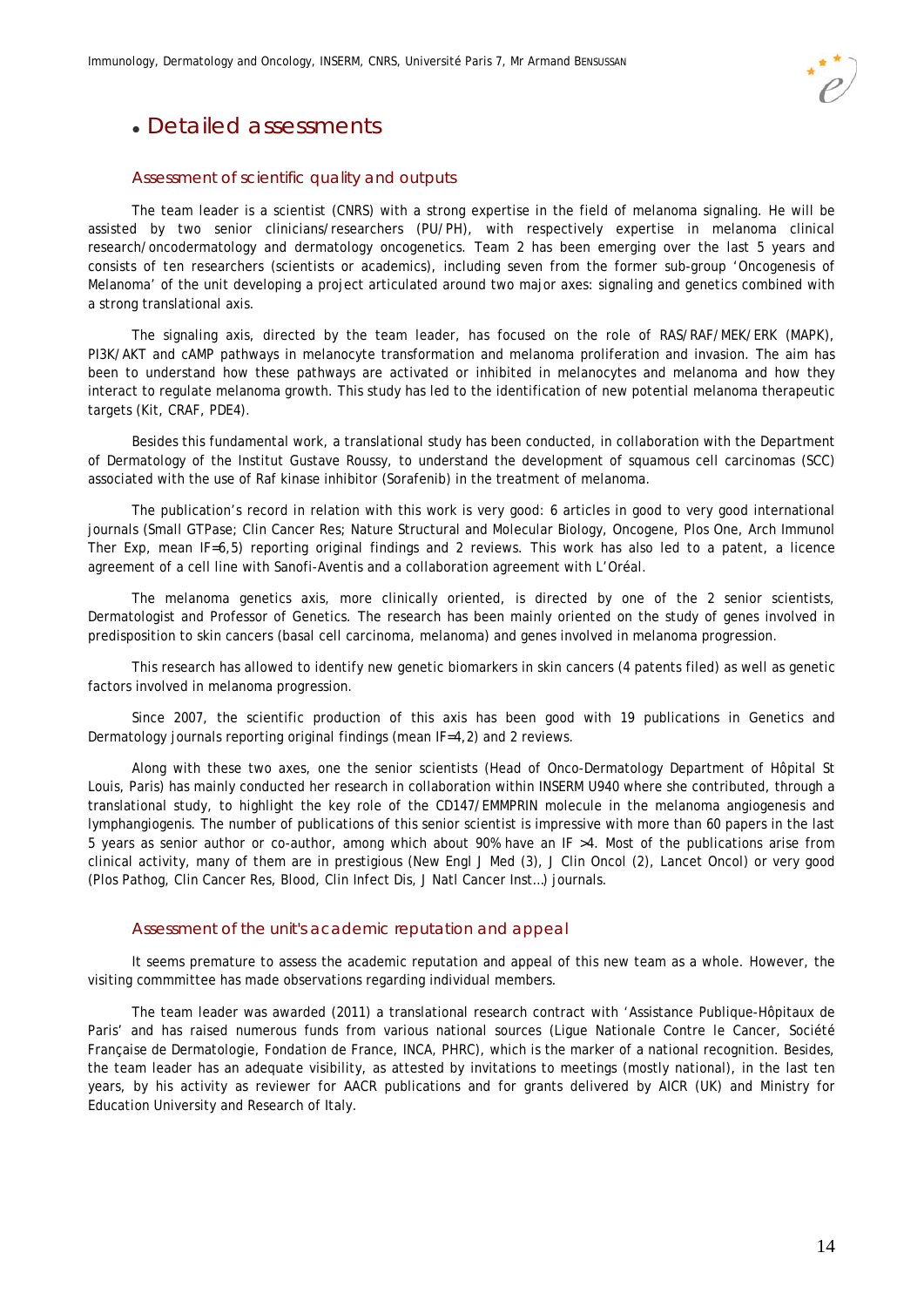# • Detailed assessments

## Assessment of scientific quality and outputs

The team leader is a scientist (CNRS) with a strong expertise in the field of melanoma signaling. He will be assisted by two senior clinicians/researchers (PU/PH), with respectively expertise in melanoma clinical research/oncodermatology and dermatology oncogenetics. Team 2 has been emerging over the last 5 years and consists of ten researchers (scientists or academics), including seven from the former sub-group 'Oncogenesis of Melanoma' of the unit developing a project articulated around two major axes: signaling and genetics combined with a strong translational axis.

The signaling axis, directed by the team leader, has focused on the role of RAS/RAF/MEK/ERK (MAPK), PI3K/AKT and cAMP pathways in melanocyte transformation and melanoma proliferation and invasion. The aim has been to understand how these pathways are activated or inhibited in melanocytes and melanoma and how they interact to regulate melanoma growth. This study has led to the identification of new potential melanoma therapeutic targets (Kit, CRAF, PDE4).

Besides this fundamental work, a translational study has been conducted, in collaboration with the Department of Dermatology of the Institut Gustave Roussy, to understand the development of squamous cell carcinomas (SCC) associated with the use of Raf kinase inhibitor (Sorafenib) in the treatment of melanoma.

The publication's record in relation with this work is very good: 6 articles in good to very good international journals (Small GTPase; Clin Cancer Res; Nature Structural and Molecular Biology, Oncogene, Plos One, Arch Immunol Ther Exp, mean IF=6,5) reporting original findings and 2 reviews. This work has also led to a patent, a licence agreement of a cell line with Sanofi-Aventis and a collaboration agreement with L'Oréal.

The melanoma genetics axis, more clinically oriented, is directed by one of the 2 senior scientists, Dermatologist and Professor of Genetics. The research has been mainly oriented on the study of genes involved in predisposition to skin cancers (basal cell carcinoma, melanoma) and genes involved in melanoma progression.

This research has allowed to identify new genetic biomarkers in skin cancers (4 patents filed) as well as genetic factors involved in melanoma progression.

Since 2007, the scientific production of this axis has been good with 19 publications in Genetics and Dermatology journals reporting original findings (mean IF=4,2) and 2 reviews.

Along with these two axes, one the senior scientists (Head of Onco-Dermatology Department of Hôpital St Louis, Paris) has mainly conducted her research in collaboration within INSERM U940 where she contributed, through a translational study, to highlight the key role of the CD147/EMMPRIN molecule in the melanoma angiogenesis and lymphangiogenis. The number of publications of this senior scientist is impressive with more than 60 papers in the last 5 years as senior author or co-author, among which about 90% have an IF >4. Most of the publications arise from clinical activity, many of them are in prestigious (New Engl J Med (3), J Clin Oncol (2), Lancet Oncol) or very good (Plos Pathog, Clin Cancer Res, Blood, Clin Infect Dis, J Natl Cancer Inst…) journals.

## Assessment of the unit's academic reputation and appeal

It seems premature to assess the academic reputation and appeal of this new team as a whole. However, the visiting commmittee has made observations regarding individual members.

The team leader was awarded (2011) a translational research contract with 'Assistance Publique-Hôpitaux de Paris' and has raised numerous funds from various national sources (Ligue Nationale Contre le Cancer, Société Française de Dermatologie, Fondation de France, INCA, PHRC), which is the marker of a national recognition. Besides, the team leader has an adequate visibility, as attested by invitations to meetings (mostly national), in the last ten years, by his activity as reviewer for AACR publications and for grants delivered by AICR (UK) and Ministry for Education University and Research of Italy.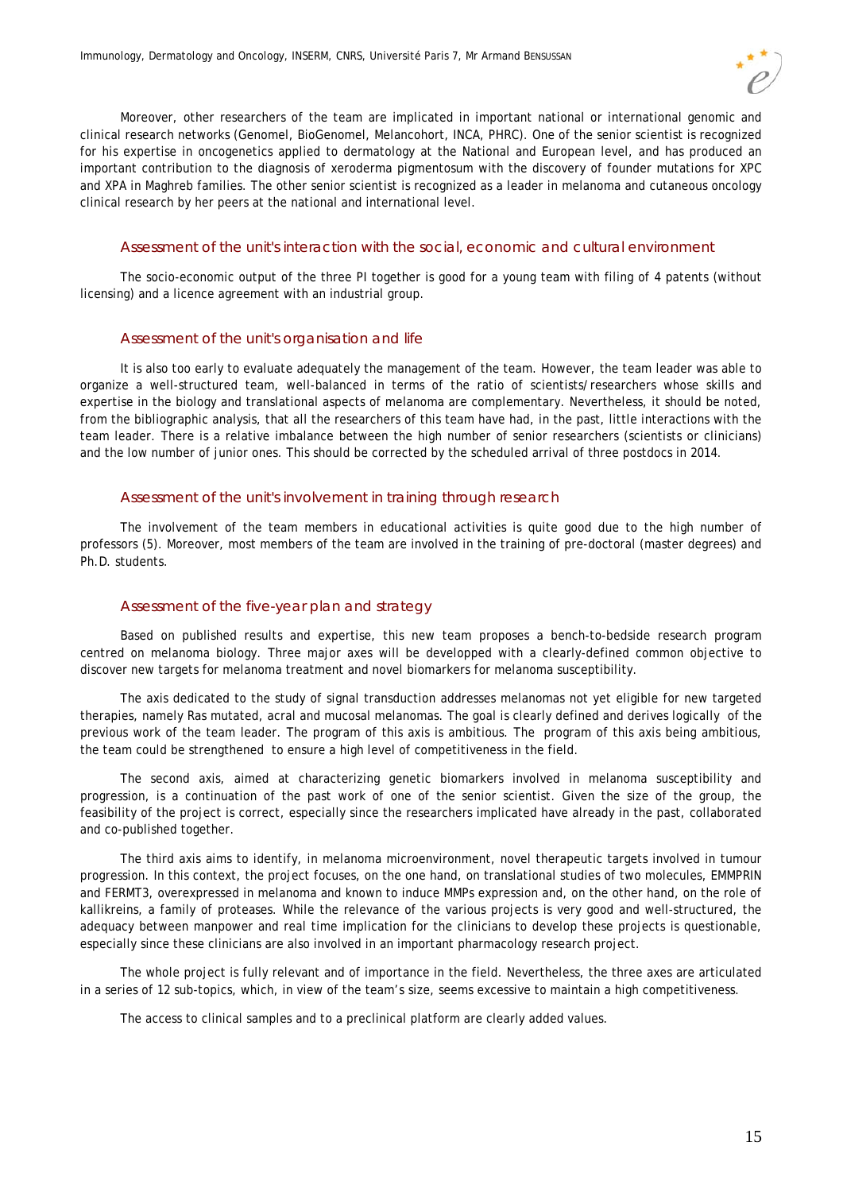Moreover, other researchers of the team are implicated in important national or international genomic and clinical research networks (Genomel, BioGenomel, Melancohort, INCA, PHRC). One of the senior scientist is recognized for his expertise in oncogenetics applied to dermatology at the National and European level, and has produced an important contribution to the diagnosis of xeroderma pigmentosum with the discovery of founder mutations for XPC and XPA in Maghreb families. The other senior scientist is recognized as a leader in melanoma and cutaneous oncology clinical research by her peers at the national and international level.

### Assessment of the unit's interaction with the social, economic and cultural environment

The socio-economic output of the three PI together is good for a young team with filing of 4 patents (without licensing) and a licence agreement with an industrial group.

### Assessment of the unit's organisation and life

It is also too early to evaluate adequately the management of the team. However, the team leader was able to organize a well-structured team, well-balanced in terms of the ratio of scientists/researchers whose skills and expertise in the biology and translational aspects of melanoma are complementary. Nevertheless, it should be noted, from the bibliographic analysis, that all the researchers of this team have had, in the past, little interactions with the team leader. There is a relative imbalance between the high number of senior researchers (scientists or clinicians) and the low number of junior ones. This should be corrected by the scheduled arrival of three postdocs in 2014.

### Assessment of the unit's involvement in training through research

The involvement of the team members in educational activities is quite good due to the high number of professors (5). Moreover, most members of the team are involved in the training of pre-doctoral (master degrees) and Ph.D. students.

### Assessment of the five-year plan and strategy

Based on published results and expertise, this new team proposes a bench-to-bedside research program centred on melanoma biology. Three major axes will be developped with a clearly-defined common objective to discover new targets for melanoma treatment and novel biomarkers for melanoma susceptibility.

The axis dedicated to the study of signal transduction addresses melanomas not yet eligible for new targeted therapies, namely Ras mutated, acral and mucosal melanomas. The goal is clearly defined and derives logically of the previous work of the team leader. The program of this axis is ambitious. The program of this axis being ambitious, the team could be strengthened to ensure a high level of competitiveness in the field.

The second axis, aimed at characterizing genetic biomarkers involved in melanoma susceptibility and progression, is a continuation of the past work of one of the senior scientist. Given the size of the group, the feasibility of the project is correct, especially since the researchers implicated have already in the past, collaborated and co-published together.

The third axis aims to identify, in melanoma microenvironment, novel therapeutic targets involved in tumour progression. In this context, the project focuses, on the one hand, on translational studies of two molecules, EMMPRIN and FERMT3, overexpressed in melanoma and known to induce MMPs expression and, on the other hand, on the role of kallikreins, a family of proteases. While the relevance of the various projects is very good and well-structured, the adequacy between manpower and real time implication for the clinicians to develop these projects is questionable, especially since these clinicians are also involved in an important pharmacology research project.

The whole project is fully relevant and of importance in the field. Nevertheless, the three axes are articulated in a series of 12 sub-topics, which, in view of the team's size, seems excessive to maintain a high competitiveness.

The access to clinical samples and to a preclinical platform are clearly added values.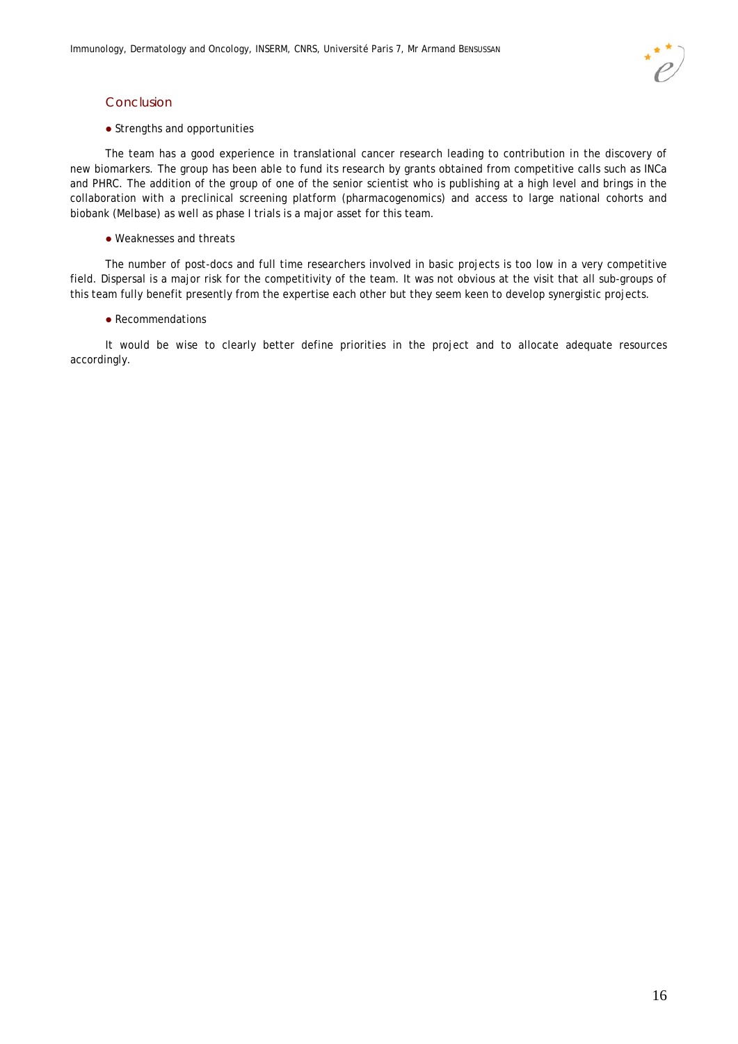## Conclusion

- Strengths and opportunities

The team has a good experience in translational cancer research leading to contribution in the discovery of new biomarkers. The group has been able to fund its research by grants obtained from competitive calls such as INCa and PHRC. The addition of the group of one of the senior scientist who is publishing at a high level and brings in the collaboration with a preclinical screening platform (pharmacogenomics) and access to large national cohorts and biobank (Melbase) as well as phase I trials is a major asset for this team.

- Weaknesses and threats

The number of post-docs and full time researchers involved in basic projects is too low in a very competitive field. Dispersal is a major risk for the competitivity of the team. It was not obvious at the visit that all sub-groups of this team fully benefit presently from the expertise each other but they seem keen to develop synergistic projects.

- Recommendations

It would be wise to clearly better define priorities in the project and to allocate adequate resources accordingly.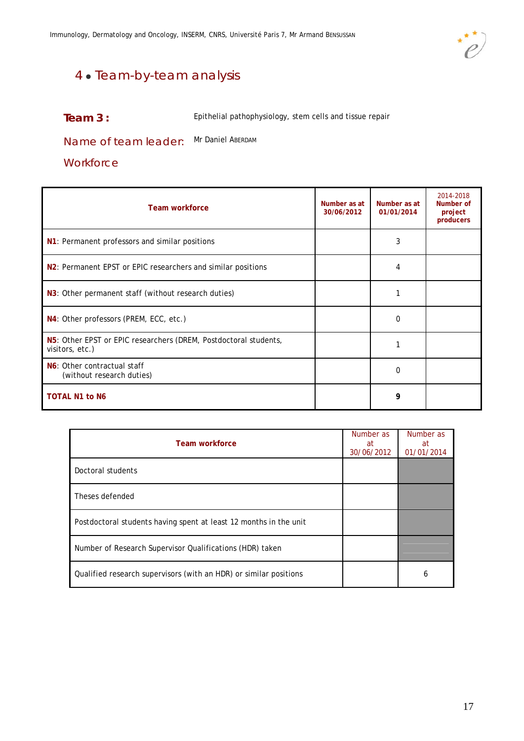# 4 • Team-by-team analysis

**Team 3 :** Epithelial pathophysiology, stem cells and tissue repair

**Name of team leader:** Mr Daniel ABERDAM

**Workforce**

| Team workforce | Number as at 30/06/2012 | Number as at 01/01/2014 | 2014-2018 Number of project producers |
|---|---|---|---|
| **N1**: Permanent professors and similar positions | | 3 | |
| **N2**: Permanent EPST or EPIC researchers and similar positions | | 4 | |
| **N3**: Other permanent staff (without research duties) | | 1 | |
| **N4**: Other professors (PREM, ECC, etc.) | | 0 | |
| **N5**: Other EPST or EPIC researchers (DREM, Postdoctoral students, visitors, etc.) | | 1 | |
| **N6**: Other contractual staff (without research duties) | | 0 | |
| **TOTAL N1 to N6** | | **9** | |

| Team workforce | Number as at 30/06/2012 | Number as at 01/01/2014 |
|---|---|---|
| Doctoral students | | |
| Theses defended | | |
| Postdoctoral students having spent at least 12 months in the unit | | |
| Number of Research Supervisor Qualifications (HDR) taken | | |
| Qualified research supervisors (with an HDR) or similar positions | | 6 |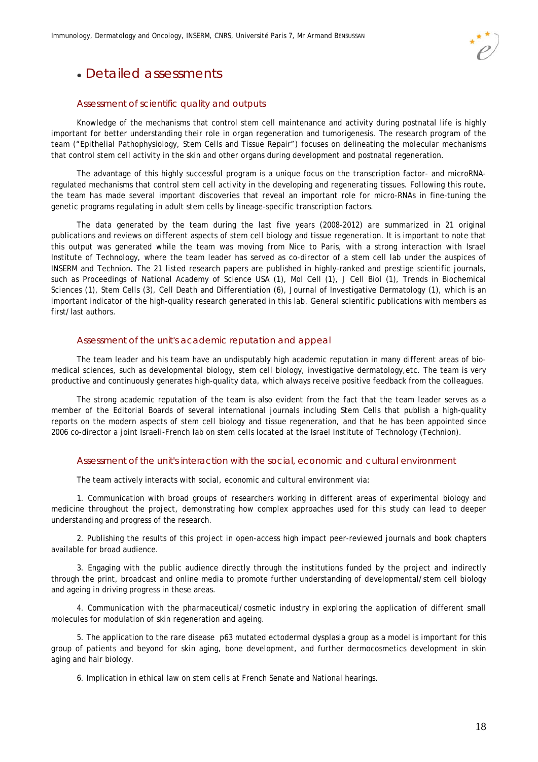## • Detailed assessments

### Assessment of scientific quality and outputs

Knowledge of the mechanisms that control stem cell maintenance and activity during postnatal life is highly important for better understanding their role in organ regeneration and tumorigenesis. The research program of the team ("Epithelial Pathophysiology, Stem Cells and Tissue Repair") focuses on delineating the molecular mechanisms that control stem cell activity in the skin and other organs during development and postnatal regeneration.

The advantage of this highly successful program is a unique focus on the transcription factor- and microRNA-regulated mechanisms that control stem cell activity in the developing and regenerating tissues. Following this route, the team has made several important discoveries that reveal an important role for micro-RNAs in fine-tuning the genetic programs regulating in adult stem cells by lineage-specific transcription factors.

The data generated by the team during the last five years (2008-2012) are summarized in 21 original publications and reviews on different aspects of stem cell biology and tissue regeneration. It is important to note that this output was generated while the team was moving from Nice to Paris, with a strong interaction with Israel Institute of Technology, where the team leader has served as co-director of a stem cell lab under the auspices of INSERM and Technion. The 21 listed research papers are published in highly-ranked and prestige scientific journals, such as Proceedings of National Academy of Science USA (1), Mol Cell (1), J Cell Biol (1), Trends in Biochemical Sciences (1), Stem Cells (3), Cell Death and Differentiation (6), Journal of Investigative Dermatology (1), which is an important indicator of the high-quality research generated in this lab. General scientific publications with members as first/last authors.

### Assessment of the unit's academic reputation and appeal

The team leader and his team have an undisputably high academic reputation in many different areas of bio-medical sciences, such as developmental biology, stem cell biology, investigative dermatology,etc. The team is very productive and continuously generates high-quality data, which always receive positive feedback from the colleagues.

The strong academic reputation of the team is also evident from the fact that the team leader serves as a member of the Editorial Boards of several international journals including Stem Cells that publish a high-quality reports on the modern aspects of stem cell biology and tissue regeneration, and that he has been appointed since 2006 co-director a joint Israeli-French lab on stem cells located at the Israel Institute of Technology (Technion).

### Assessment of the unit's interaction with the social, economic and cultural environment

The team actively interacts with social, economic and cultural environment via:

1. Communication with broad groups of researchers working in different areas of experimental biology and medicine throughout the project, demonstrating how complex approaches used for this study can lead to deeper understanding and progress of the research.

2. Publishing the results of this project in open-access high impact peer-reviewed journals and book chapters available for broad audience.

3. Engaging with the public audience directly through the institutions funded by the project and indirectly through the print, broadcast and online media to promote further understanding of developmental/stem cell biology and ageing in driving progress in these areas.

4. Communication with the pharmaceutical/cosmetic industry in exploring the application of different small molecules for modulation of skin regeneration and ageing.

5. The application to the rare disease p63 mutated ectodermal dysplasia group as a model is important for this group of patients and beyond for skin aging, bone development, and further dermocosmetics development in skin aging and hair biology.

6. Implication in ethical law on stem cells at French Senate and National hearings.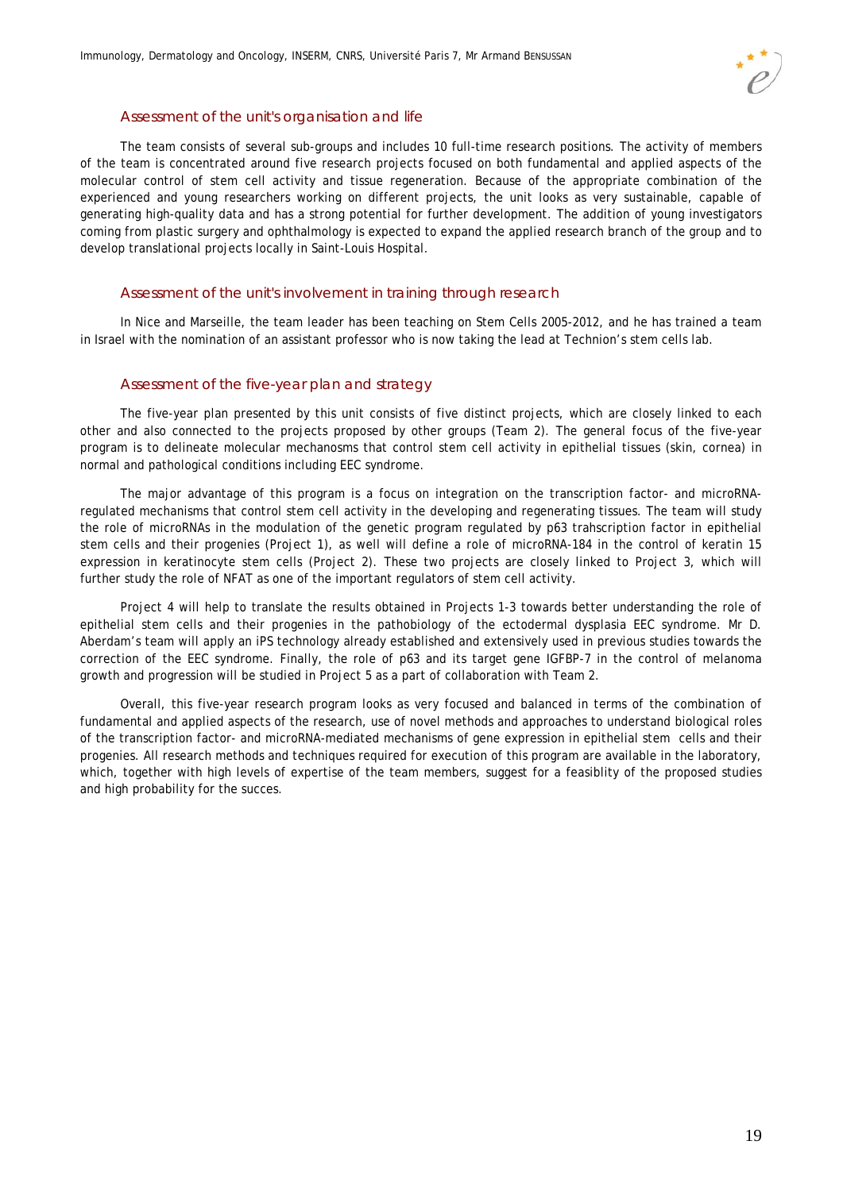### Assessment of the unit's organisation and life

The team consists of several sub-groups and includes 10 full-time research positions. The activity of members of the team is concentrated around five research projects focused on both fundamental and applied aspects of the molecular control of stem cell activity and tissue regeneration. Because of the appropriate combination of the experienced and young researchers working on different projects, the unit looks as very sustainable, capable of generating high-quality data and has a strong potential for further development. The addition of young investigators coming from plastic surgery and ophthalmology is expected to expand the applied research branch of the group and to develop translational projects locally in Saint-Louis Hospital.

### Assessment of the unit's involvement in training through research

In Nice and Marseille, the team leader has been teaching on Stem Cells 2005-2012, and he has trained a team in Israel with the nomination of an assistant professor who is now taking the lead at Technion's stem cells lab.

### Assessment of the five-year plan and strategy

The five-year plan presented by this unit consists of five distinct projects, which are closely linked to each other and also connected to the projects proposed by other groups (Team 2). The general focus of the five-year program is to delineate molecular mechanosms that control stem cell activity in epithelial tissues (skin, cornea) in normal and pathological conditions including EEC syndrome.

The major advantage of this program is a focus on integration on the transcription factor- and microRNA-regulated mechanisms that control stem cell activity in the developing and regenerating tissues. The team will study the role of microRNAs in the modulation of the genetic program regulated by p63 trahscription factor in epithelial stem cells and their progenies (Project 1), as well will define a role of microRNA-184 in the control of keratin 15 expression in keratinocyte stem cells (Project 2). These two projects are closely linked to Project 3, which will further study the role of NFAT as one of the important regulators of stem cell activity.

Project 4 will help to translate the results obtained in Projects 1-3 towards better understanding the role of epithelial stem cells and their progenies in the pathobiology of the ectodermal dysplasia EEC syndrome. Mr D. Aberdam's team will apply an iPS technology already established and extensively used in previous studies towards the correction of the EEC syndrome. Finally, the role of p63 and its target gene IGFBP-7 in the control of melanoma growth and progression will be studied in Project 5 as a part of collaboration with Team 2.

Overall, this five-year research program looks as very focused and balanced in terms of the combination of fundamental and applied aspects of the research, use of novel methods and approaches to understand biological roles of the transcription factor- and microRNA-mediated mechanisms of gene expression in epithelial stem cells and their progenies. All research methods and techniques required for execution of this program are available in the laboratory, which, together with high levels of expertise of the team members, suggest for a feasiblity of the proposed studies and high probability for the succes.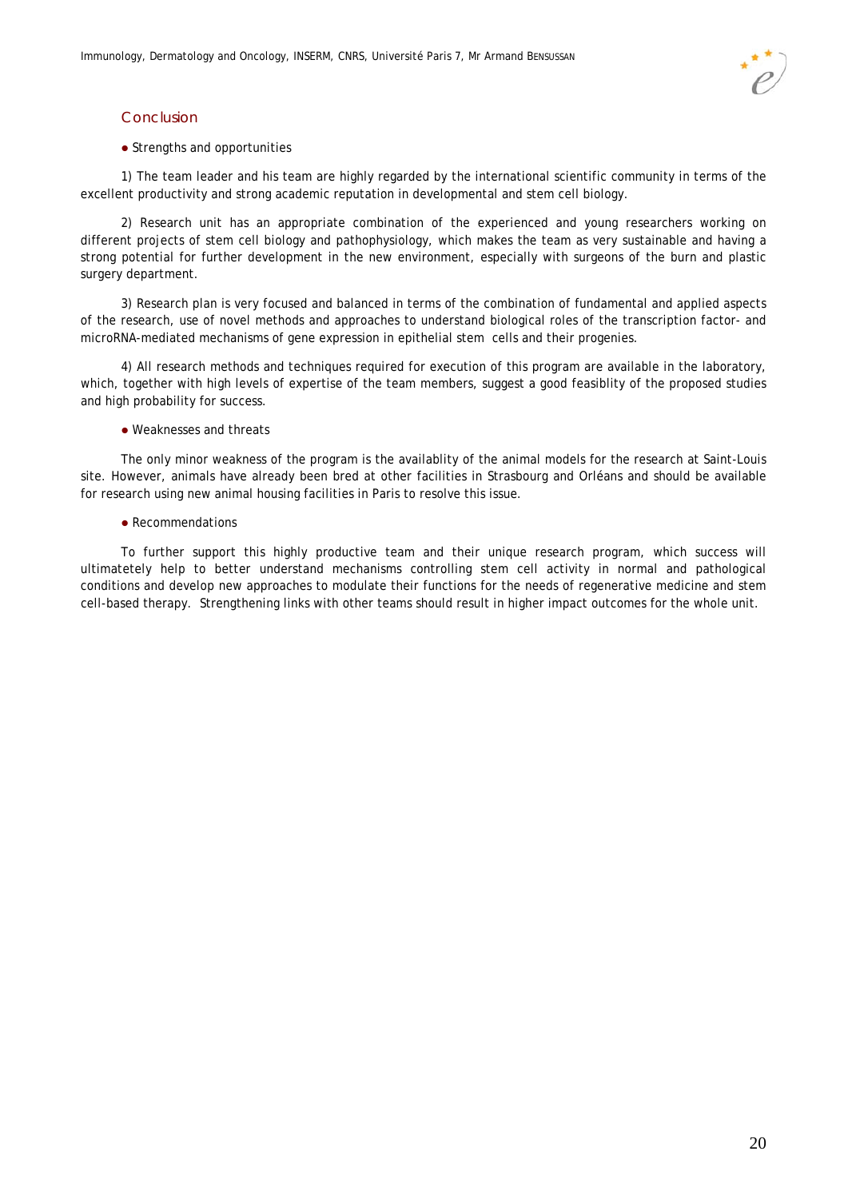## Conclusion

- Strengths and opportunities

1) The team leader and his team are highly regarded by the international scientific community in terms of the excellent productivity and strong academic reputation in developmental and stem cell biology.

2) Research unit has an appropriate combination of the experienced and young researchers working on different projects of stem cell biology and pathophysiology, which makes the team as very sustainable and having a strong potential for further development in the new environment, especially with surgeons of the burn and plastic surgery department.

3) Research plan is very focused and balanced in terms of the combination of fundamental and applied aspects of the research, use of novel methods and approaches to understand biological roles of the transcription factor- and microRNA-mediated mechanisms of gene expression in epithelial stem cells and their progenies.

4) All research methods and techniques required for execution of this program are available in the laboratory, which, together with high levels of expertise of the team members, suggest a good feasiblity of the proposed studies and high probability for success.

- Weaknesses and threats

The only minor weakness of the program is the availablity of the animal models for the research at Saint-Louis site. However, animals have already been bred at other facilities in Strasbourg and Orléans and should be available for research using new animal housing facilities in Paris to resolve this issue.

- Recommendations

To further support this highly productive team and their unique research program, which success will ultimatetely help to better understand mechanisms controlling stem cell activity in normal and pathological conditions and develop new approaches to modulate their functions for the needs of regenerative medicine and stem cell-based therapy. Strengthening links with other teams should result in higher impact outcomes for the whole unit.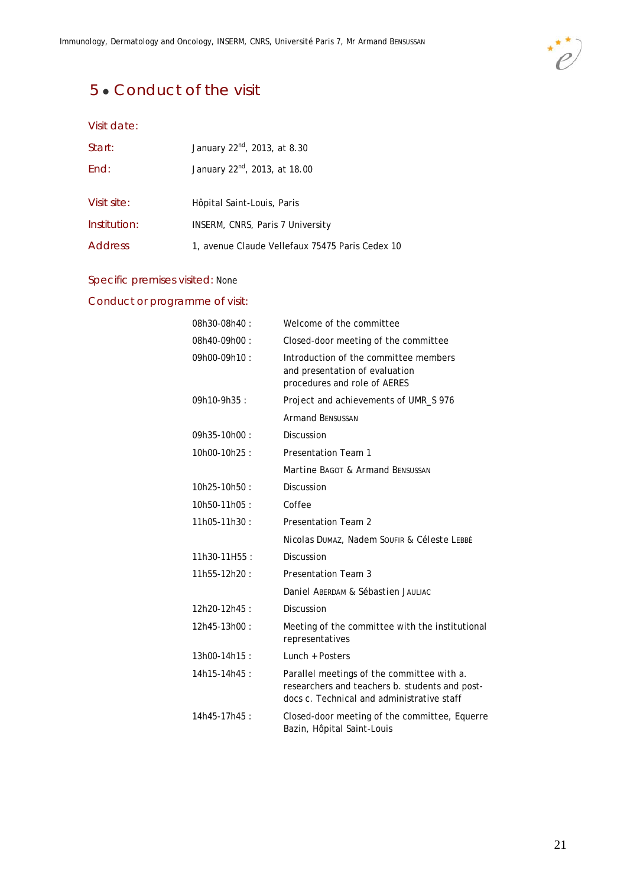# 5 • Conduct of the visit

**Visit date:**

| | |
|---|---|
| Start: | January 22nd, 2013, at 8.30 |
| End: | January 22nd, 2013, at 18.00 |

| | |
|---|---|
| Visit site: | Hôpital Saint-Louis, Paris |
| Institution: | INSERM, CNRS, Paris 7 University |
| Address | 1, avenue Claude Vellefaux 75475 Paris Cedex 10 |

**Specific premises visited:** None

**Conduct or programme of visit:**

| | |
|---|---|
| 08h30-08h40 : | Welcome of the committee |
| 08h40-09h00 : | Closed-door meeting of the committee |
| 09h00-09h10 : | Introduction of the committee members and presentation of evaluation procedures and role of AERES |
| 09h10-9h35 : | Project and achievements of UMR_S 976<br>Armand Bensussan |
| 09h35-10h00 : | Discussion |
| 10h00-10h25 : | Presentation Team 1<br>Martine Bagot & Armand Bensussan |
| 10h25-10h50 : | Discussion |
| 10h50-11h05 : | Coffee |
| 11h05-11h30 : | Presentation Team 2<br>Nicolas Dumaz, Nadem Soufir & Céleste Lebbé |
| 11h30-11H55 : | Discussion |
| 11h55-12h20 : | Presentation Team 3<br>Daniel Aberdam & Sébastien Jauliac |
| 12h20-12h45 : | Discussion |
| 12h45-13h00 : | Meeting of the committee with the institutional representatives |
| 13h00-14h15 : | Lunch + Posters |
| 14h15-14h45 : | Parallel meetings of the committee with a. researchers and teachers b. students and post-docs c. Technical and administrative staff |
| 14h45-17h45 : | Closed-door meeting of the committee, Equerre Bazin, Hôpital Saint-Louis |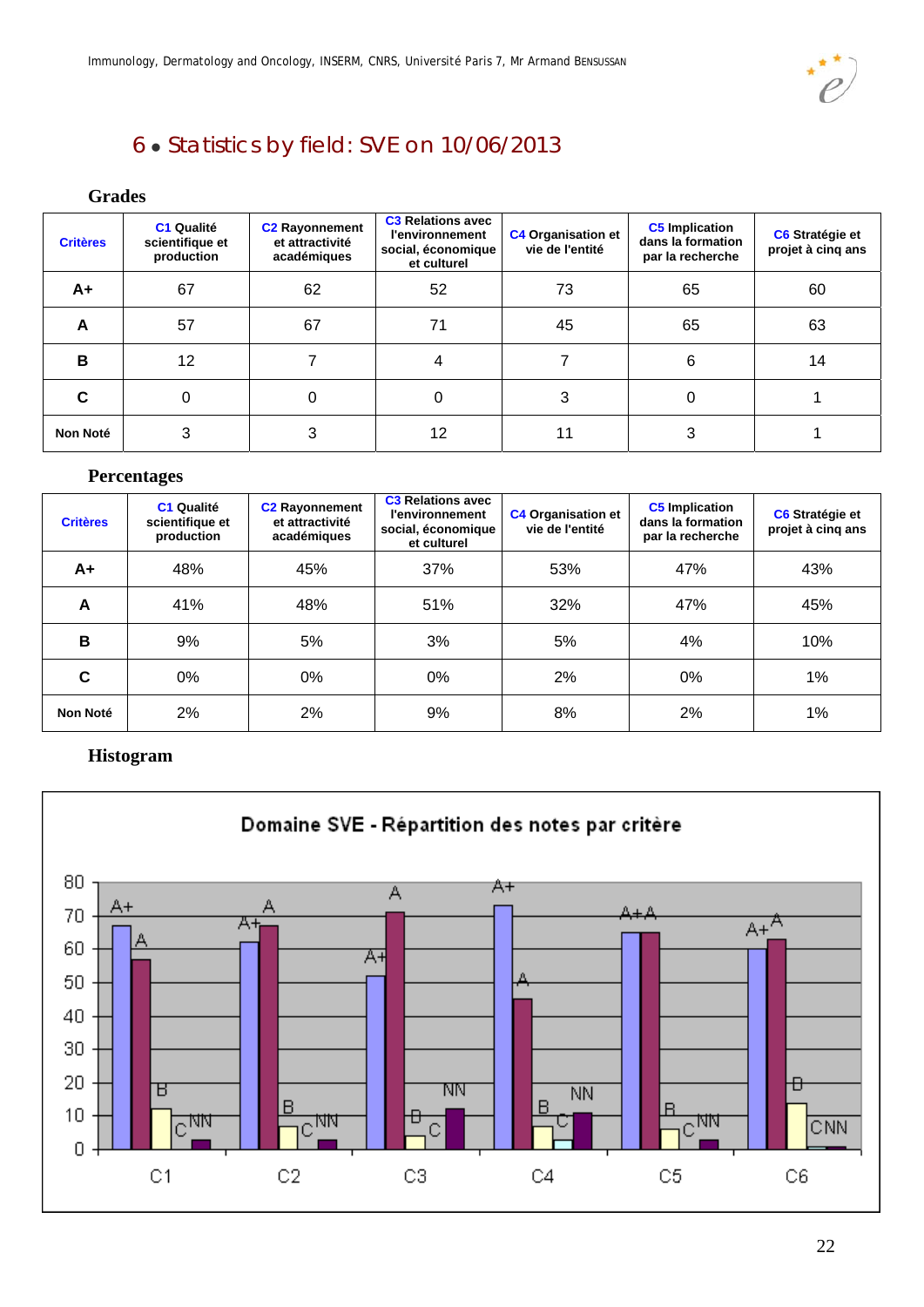## 6 • Statistics by field: SVE on 10/06/2013

### Grades

| Critères | C1 Qualité scientifique et production | C2 Rayonnement et attractivité académiques | C3 Relations avec l'environnement social, économique et culturel | C4 Organisation et vie de l'entité | C5 Implication dans la formation par la recherche | C6 Stratégie et projet à cinq ans |
|---|---|---|---|---|---|---|
| **A+** | 67 | 62 | 52 | 73 | 65 | 60 |
| **A** | 57 | 67 | 71 | 45 | 65 | 63 |
| **B** | 12 | 7 | 4 | 7 | 6 | 14 |
| **C** | 0 | 0 | 0 | 3 | 0 | 1 |
| **Non Noté** | 3 | 3 | 12 | 11 | 3 | 1 |

### Percentages

| Critères | C1 Qualité scientifique et production | C2 Rayonnement et attractivité académiques | C3 Relations avec l'environnement social, économique et culturel | C4 Organisation et vie de l'entité | C5 Implication dans la formation par la recherche | C6 Stratégie et projet à cinq ans |
|---|---|---|---|---|---|---|
| **A+** | 48% | 45% | 37% | 53% | 47% | 43% |
| **A** | 41% | 48% | 51% | 32% | 47% | 45% |
| **B** | 9% | 5% | 3% | 5% | 4% | 10% |
| **C** | 0% | 0% | 0% | 2% | 0% | 1% |
| **Non Noté** | 2% | 2% | 9% | 8% | 2% | 1% |

### Histogram

**Domaine SVE - Répartition des notes par critère**

| | A+ | A | B | C | NN |
|---|---|---|---|---|---|
| C1 | 67 | 57 | 12 | 0 | 3 |
| C2 | 62 | 67 | 7 | 0 | 3 |
| C3 | 52 | 71 | 4 | 0 | 12 |
| C4 | 73 | 45 | 7 | 3 | 11 |
| C5 | 65 | 65 | 6 | 0 | 3 |
| C6 | 60 | 63 | 14 | 1 | 1 |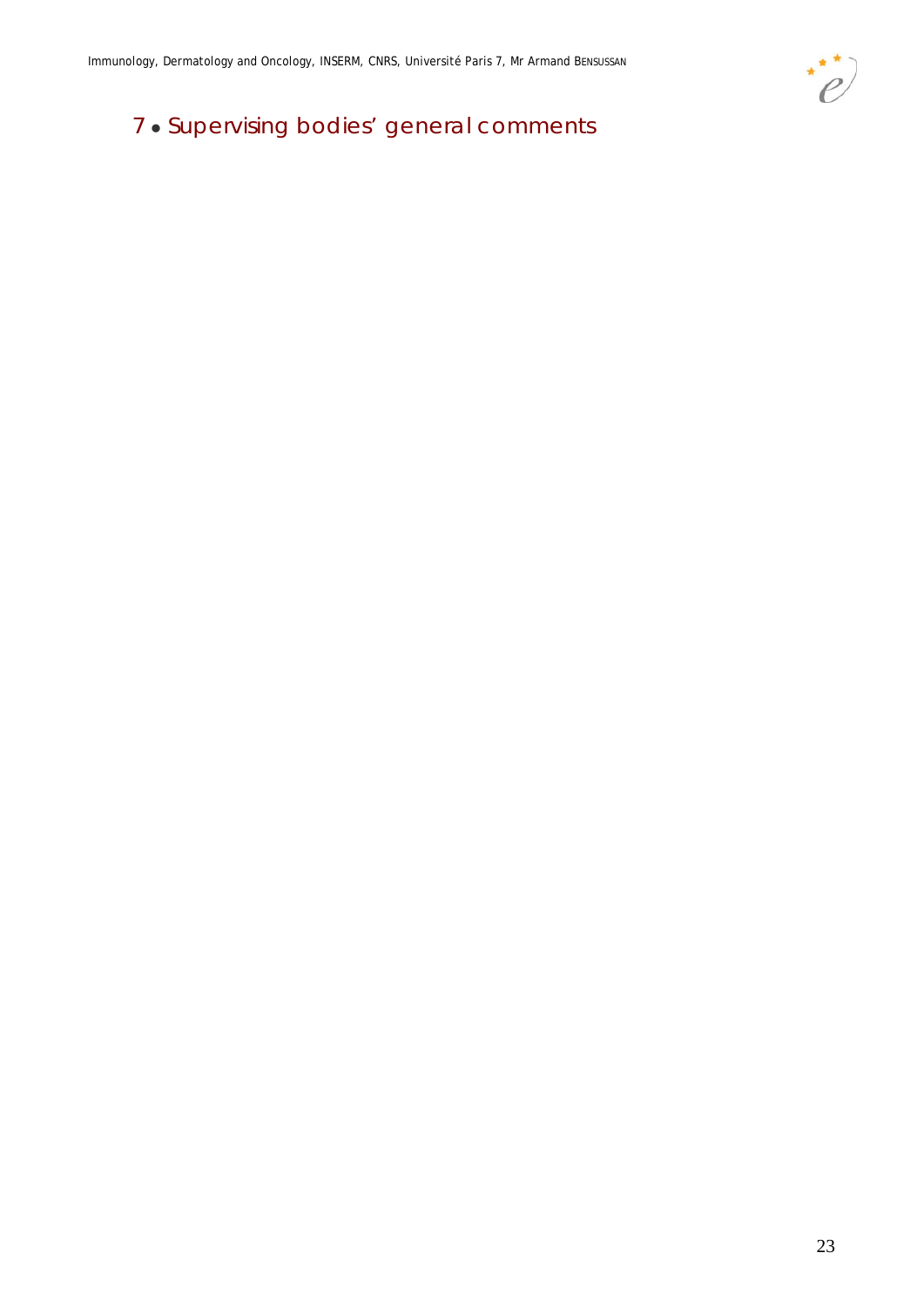# 7 • Supervising bodies' general comments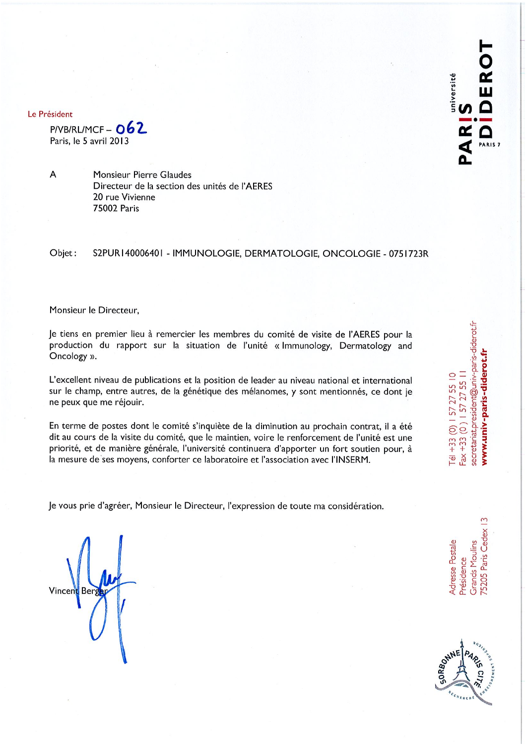Le Président

P/VB/RL/MCF – 062

Paris, le 5 avril 2013

A Monsieur Pierre Glaudes
Directeur de la section des unités de l'AERES
20 rue Vivienne
75002 Paris

Objet : S2PUR140006401 - IMMUNOLOGIE, DERMATOLOGIE, ONCOLOGIE - 0751723R

Monsieur le Directeur,

Je tiens en premier lieu à remercier les membres du comité de visite de l'AERES pour la production du rapport sur la situation de l'unité « Immunology, Dermatology and Oncology ».

L'excellent niveau de publications et la position de leader au niveau national et international sur le champ, entre autres, de la génétique des mélanomes, y sont mentionnés, ce dont je ne peux que me réjouir.

En terme de postes dont le comité s'inquiète de la diminution au prochain contrat, il a été dit au cours de la visite du comité, que le maintien, voire le renforcement de l'unité est une priorité, et de manière générale, l'université continuera d'apporter un fort soutien pour, à la mesure de ses moyens, conforter ce laboratoire et l'association avec l'INSERM.

Je vous prie d'agréer, Monsieur le Directeur, l'expression de toute ma considération.

Vincent Berger

université PARIS DIDEROT PARIS 7

Tél +33 (0) 1 57 27 55 10
Fax +33 (0) 1 57 27 55 11
secretariat.president@univ-paris-diderot.fr
**www.univ-paris-diderot.fr**

Adresse Postale
Présidence
Grands Moulins
75205 Paris Cedex 13

SORBONNE PARIS CITÉ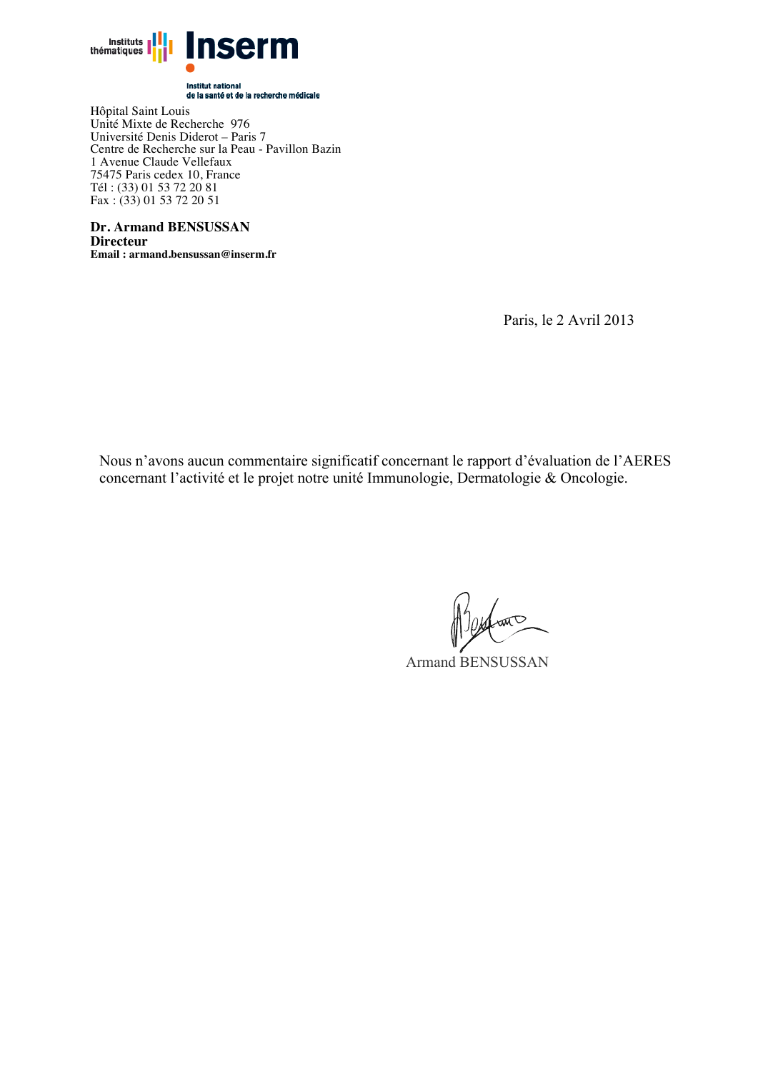Institut national de la santé et de la recherche médicale

Hôpital Saint Louis
Unité Mixte de Recherche 976
Université Denis Diderot – Paris 7
Centre de Recherche sur la Peau - Pavillon Bazin
1 Avenue Claude Vellefaux
75475 Paris cedex 10, France
Tél : (33) 01 53 72 20 81
Fax : (33) 01 53 72 20 51

**Dr. Armand BENSUSSAN**
**Directeur**
**Email : armand.bensussan@inserm.fr**

Paris, le 2 Avril 2013

Nous n'avons aucun commentaire significatif concernant le rapport d'évaluation de l'AERES concernant l'activité et le projet notre unité Immunologie, Dermatologie & Oncologie.

Armand BENSUSSAN